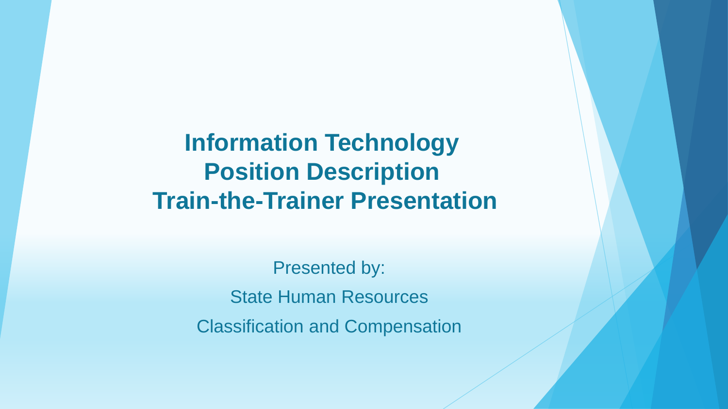# Information Technology Position Description Train-the-Trainer Presentation

Presented by:

State Human Resources

Classification and Compensation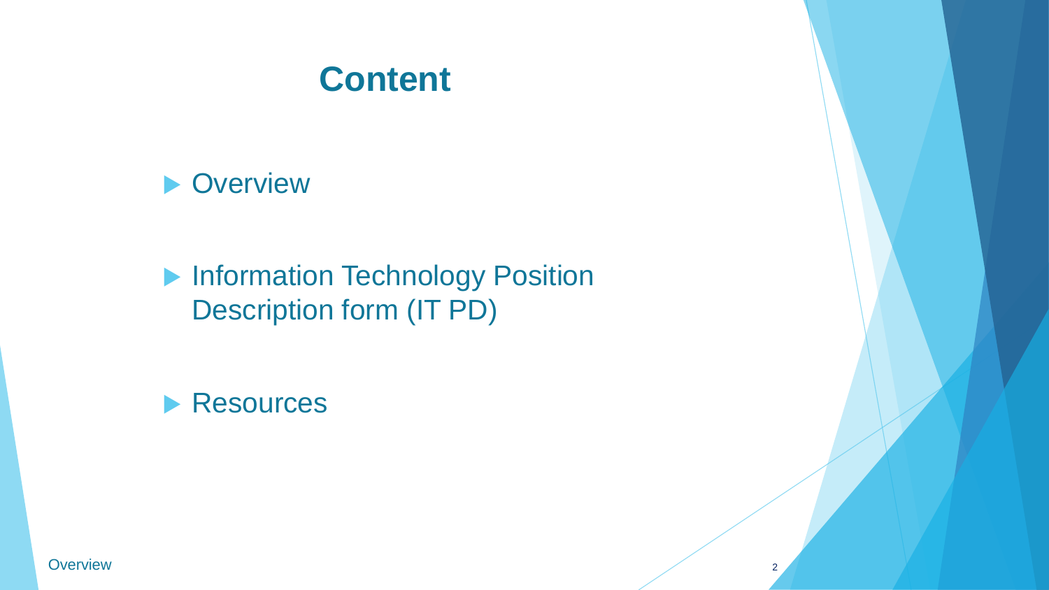# Content

- Overview
- Information Technology Position Description form (IT PD)
- Resources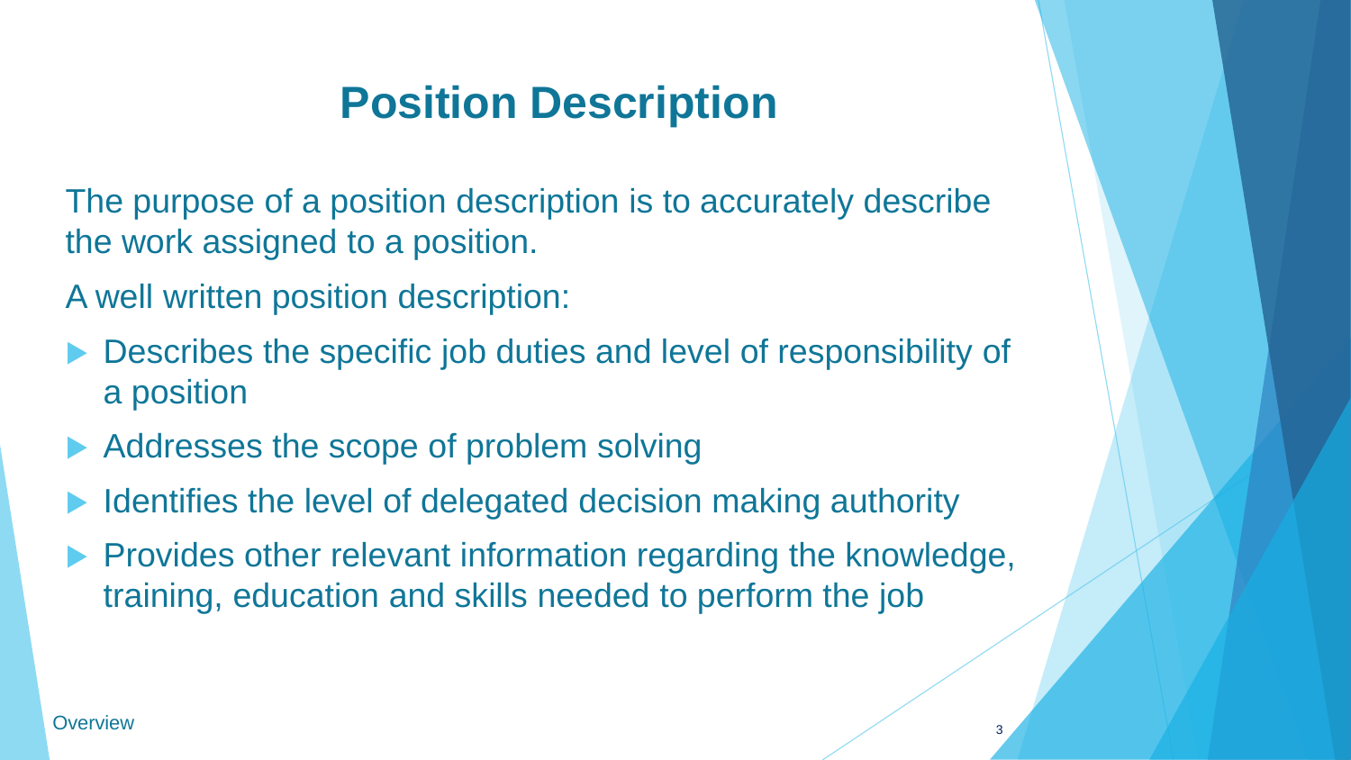# Position Description

The purpose of a position description is to accurately describe the work assigned to a position.

A well written position description:

- Describes the specific job duties and level of responsibility of a position
- Addresses the scope of problem solving
- Identifies the level of delegated decision making authority
- Provides other relevant information regarding the knowledge, training, education and skills needed to perform the job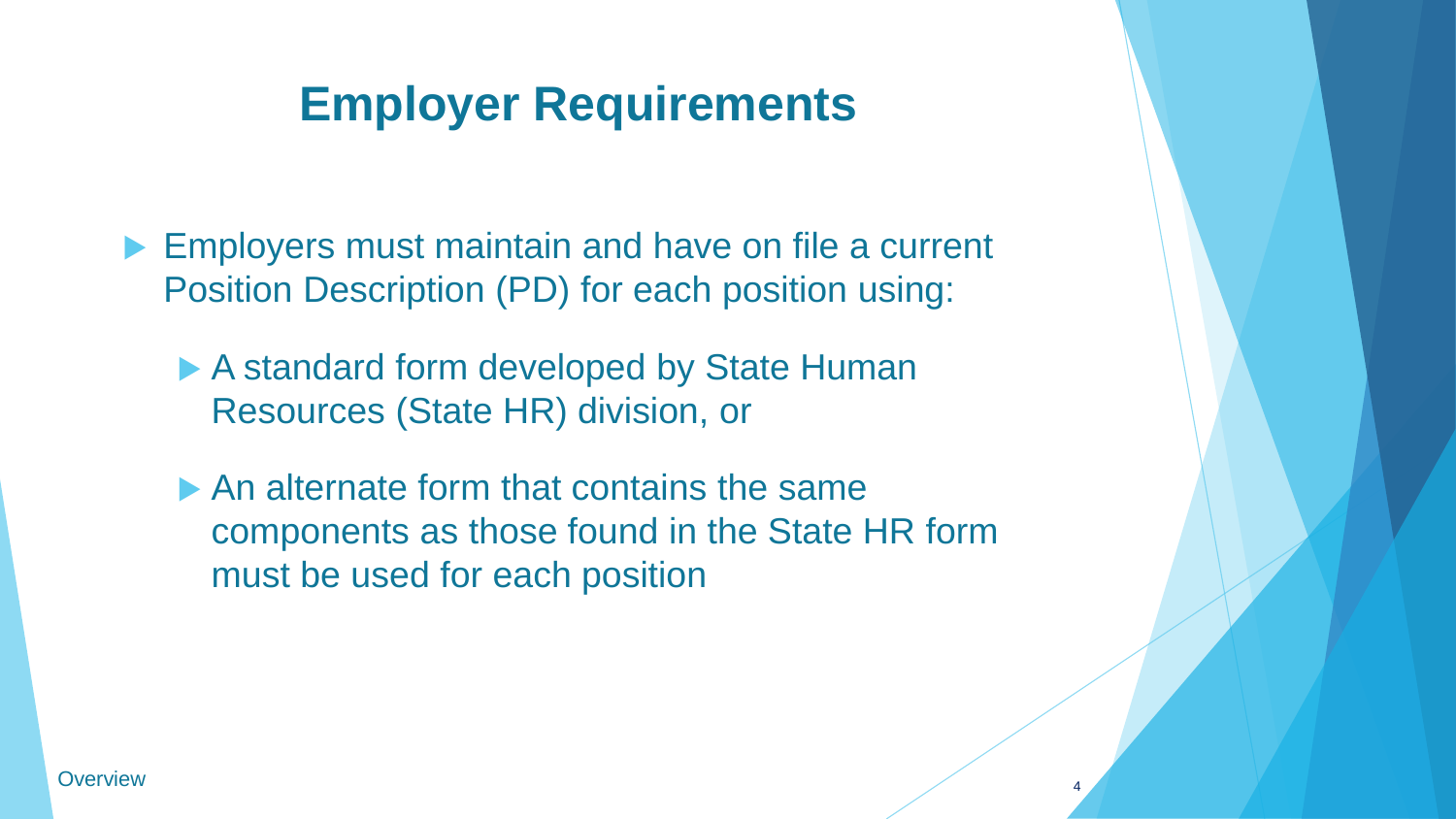# Employer Requirements

- Employers must maintain and have on file a current Position Description (PD) for each position using:
  - A standard form developed by State Human Resources (State HR) division, or
  - An alternate form that contains the same components as those found in the State HR form must be used for each position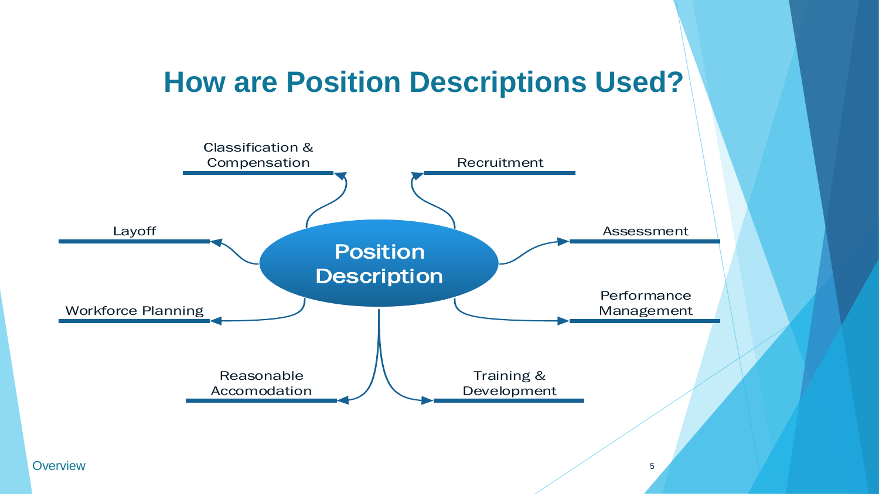# How are Position Descriptions Used?

**Position Description**

- Classification & Compensation
- Recruitment
- Layoff
- Assessment
- Workforce Planning
- Performance Management
- Reasonable Accomodation
- Training & Development

Overview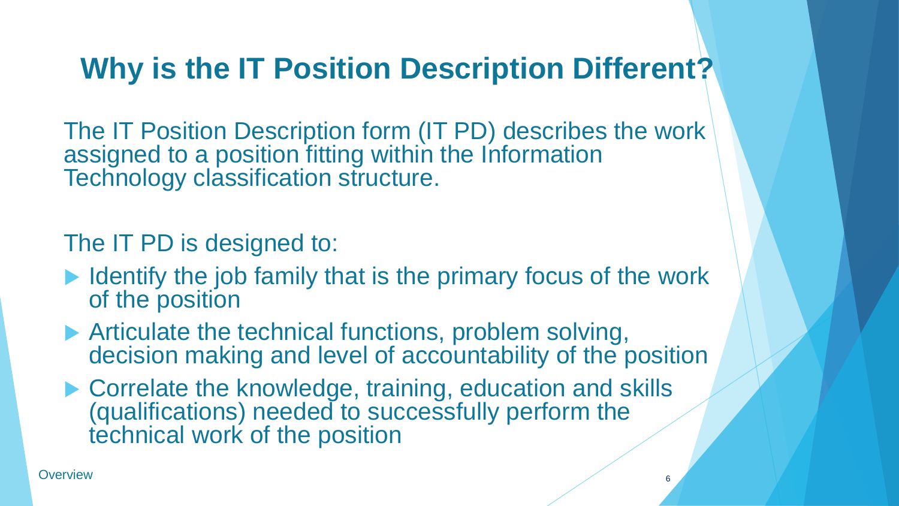# Why is the IT Position Description Different?

The IT Position Description form (IT PD) describes the work assigned to a position fitting within the Information Technology classification structure.

The IT PD is designed to:

- Identify the job family that is the primary focus of the work of the position
- Articulate the technical functions, problem solving, decision making and level of accountability of the position
- Correlate the knowledge, training, education and skills (qualifications) needed to successfully perform the technical work of the position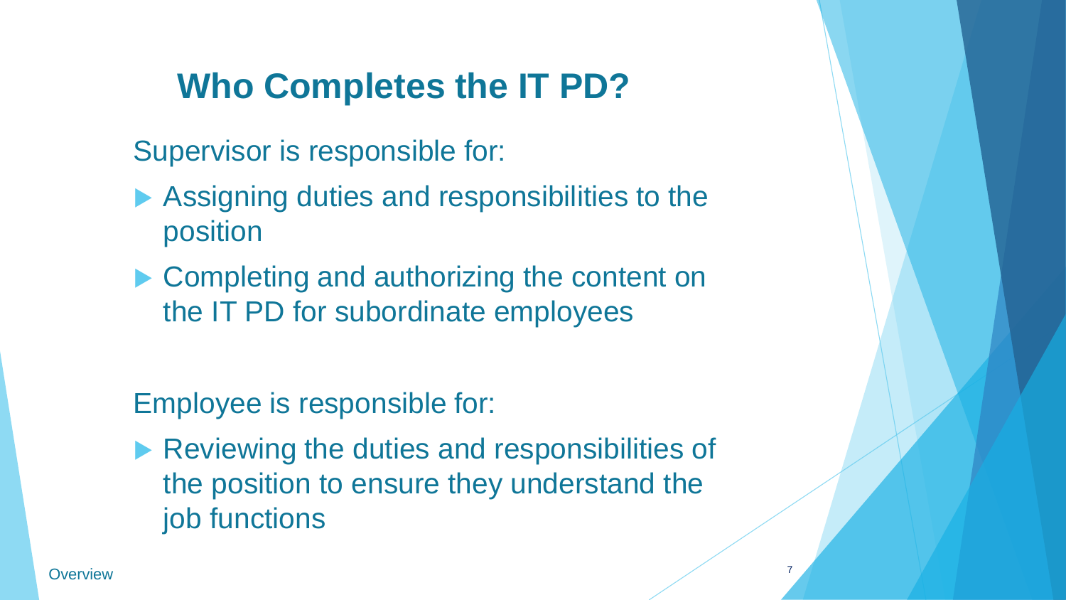# Who Completes the IT PD?

Supervisor is responsible for:

- Assigning duties and responsibilities to the position
- Completing and authorizing the content on the IT PD for subordinate employees

Employee is responsible for:

- Reviewing the duties and responsibilities of the position to ensure they understand the job functions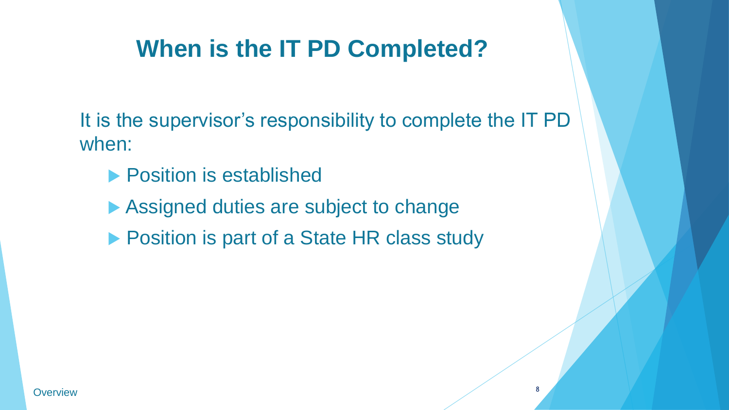# When is the IT PD Completed?

It is the supervisor's responsibility to complete the IT PD when:

- Position is established
- Assigned duties are subject to change
- Position is part of a State HR class study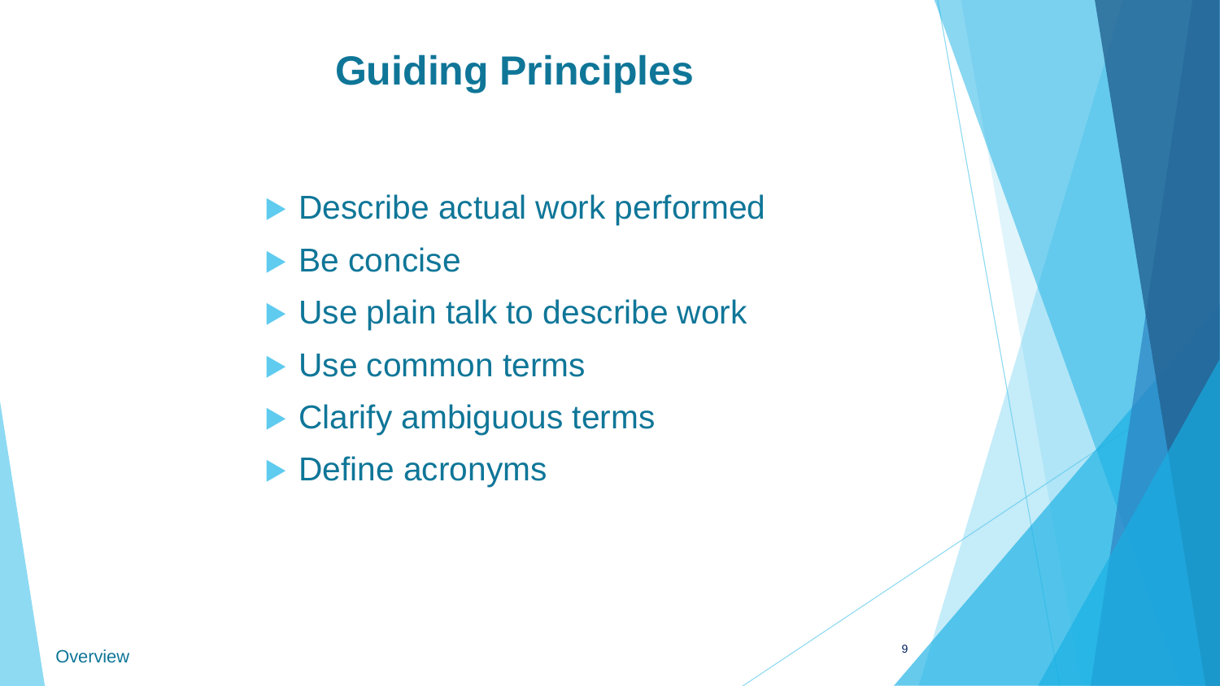# Guiding Principles

- Describe actual work performed
- Be concise
- Use plain talk to describe work
- Use common terms
- Clarify ambiguous terms
- Define acronyms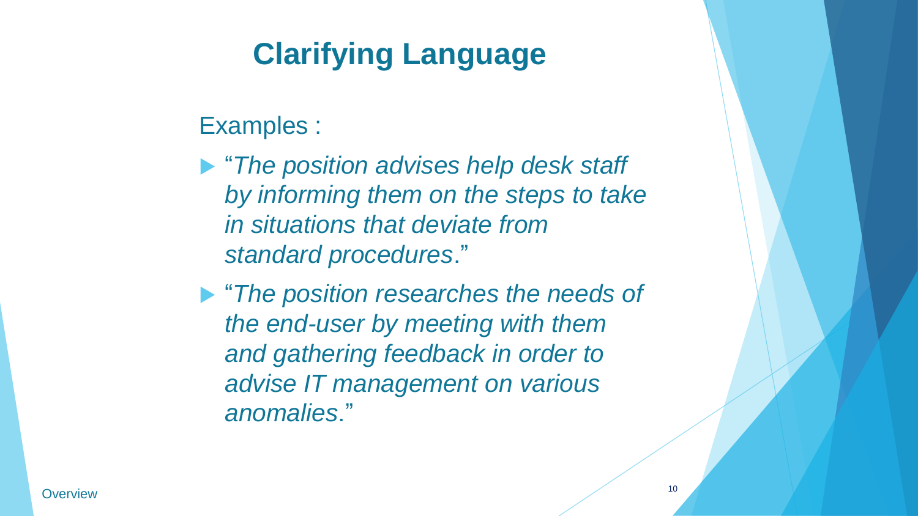# Clarifying Language

Examples :

- "*The position advises help desk staff by informing them on the steps to take in situations that deviate from standard procedures*."
- "*The position researches the needs of the end-user by meeting with them and gathering feedback in order to advise IT management on various anomalies*."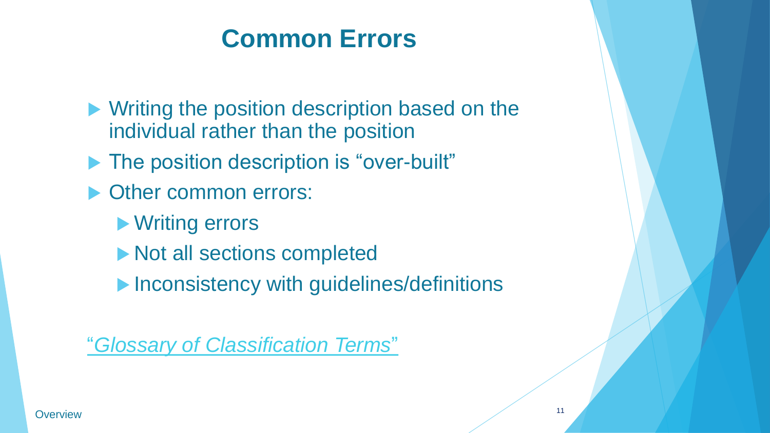# Common Errors

- Writing the position description based on the individual rather than the position
- The position description is “over-built”
- Other common errors:
  - Writing errors
  - Not all sections completed
  - Inconsistency with guidelines/definitions

“*Glossary of Classification Terms*”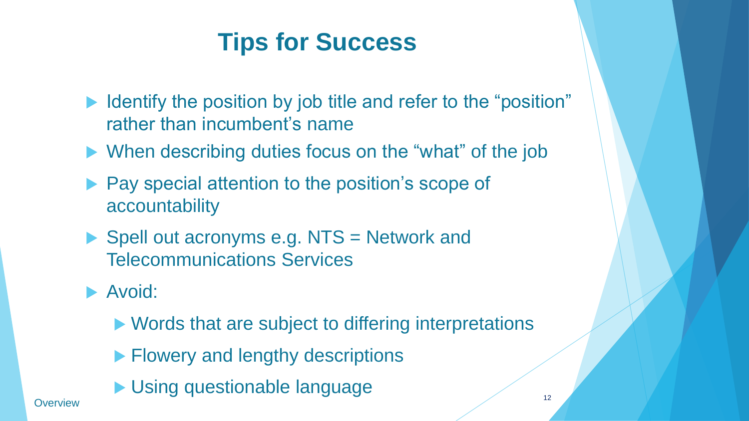# Tips for Success

- Identify the position by job title and refer to the “position” rather than incumbent’s name
- When describing duties focus on the “what” of the job
- Pay special attention to the position’s scope of accountability
- Spell out acronyms e.g. NTS = Network and Telecommunications Services
- Avoid:
  - Words that are subject to differing interpretations
  - Flowery and lengthy descriptions
  - Using questionable language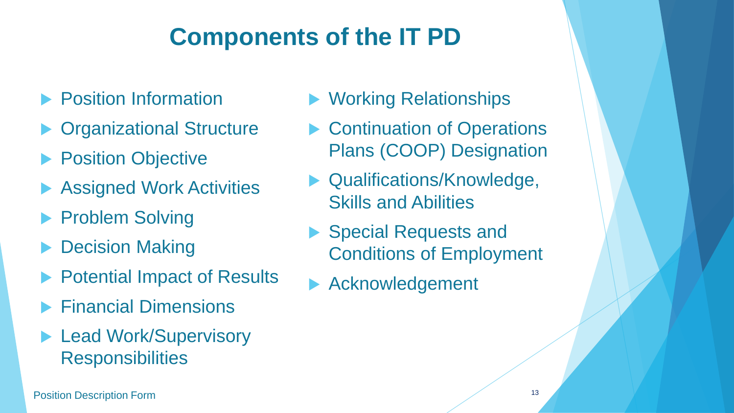# Components of the IT PD

- Position Information
- Organizational Structure
- Position Objective
- Assigned Work Activities
- Problem Solving
- Decision Making
- Potential Impact of Results
- Financial Dimensions
- Lead Work/Supervisory Responsibilities
- Working Relationships
- Continuation of Operations Plans (COOP) Designation
- Qualifications/Knowledge, Skills and Abilities
- Special Requests and Conditions of Employment
- Acknowledgement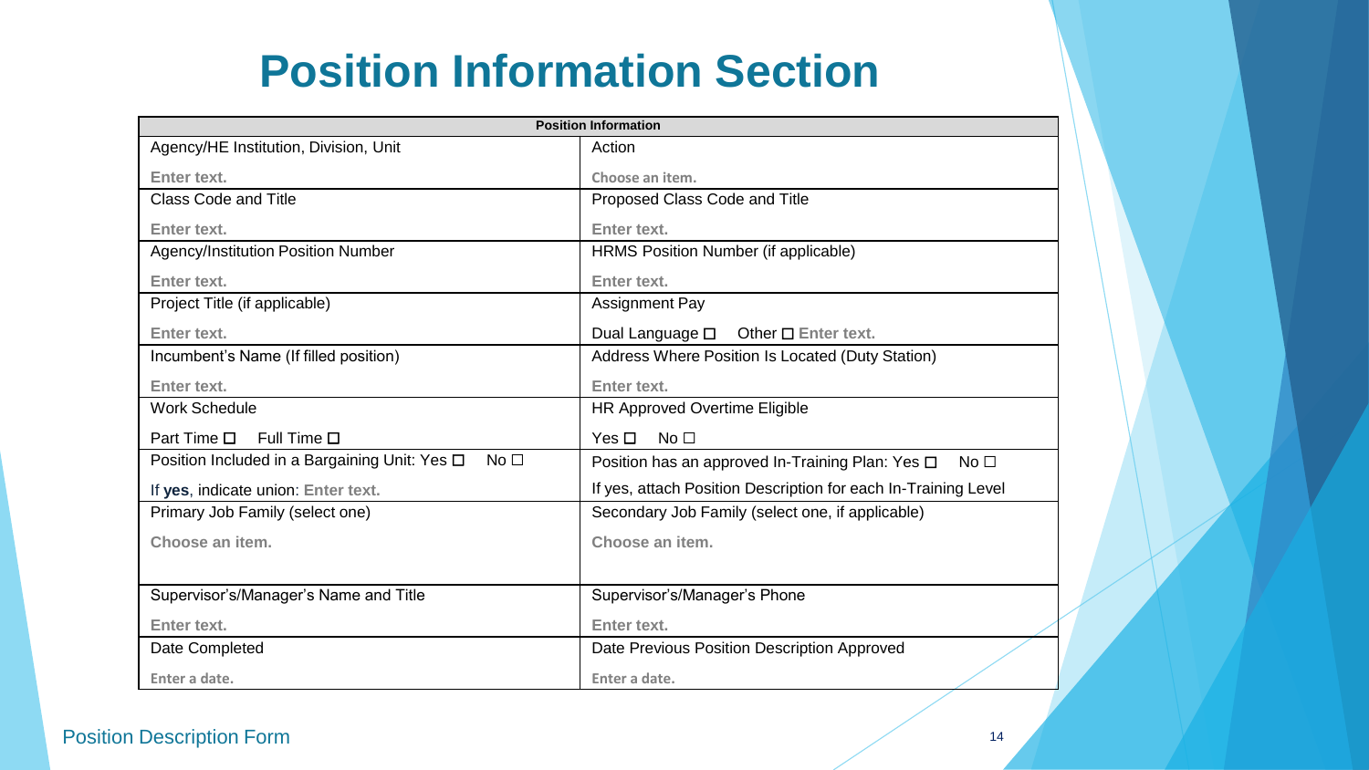# Position Information Section

| Position Information | |
|---|---|
| Agency/HE Institution, Division, Unit<br><br>Enter text. | Action<br><br>Choose an item. |
| Class Code and Title<br><br>Enter text. | Proposed Class Code and Title<br><br>Enter text. |
| Agency/Institution Position Number<br><br>Enter text. | HRMS Position Number (if applicable)<br><br>Enter text. |
| Project Title (if applicable)<br><br>Enter text. | Assignment Pay<br><br>Dual Language ☐ Other ☐ Enter text. |
| Incumbent's Name (If filled position)<br><br>Enter text. | Address Where Position Is Located (Duty Station)<br><br>Enter text. |
| Work Schedule<br><br>Part Time ☐ Full Time ☐ | HR Approved Overtime Eligible<br><br>Yes ☐ No ☐ |
| Position Included in a Bargaining Unit: Yes ☐ No ☐<br><br>If **yes**, indicate union: Enter text. | Position has an approved In-Training Plan: Yes ☐ No ☐<br><br>If yes, attach Position Description for each In-Training Level |
| Primary Job Family (select one)<br><br>Choose an item. | Secondary Job Family (select one, if applicable)<br><br>Choose an item. |
| Supervisor's/Manager's Name and Title<br><br>Enter text. | Supervisor's/Manager's Phone<br><br>Enter text. |
| Date Completed<br><br>Enter a date. | Date Previous Position Description Approved<br><br>Enter a date. |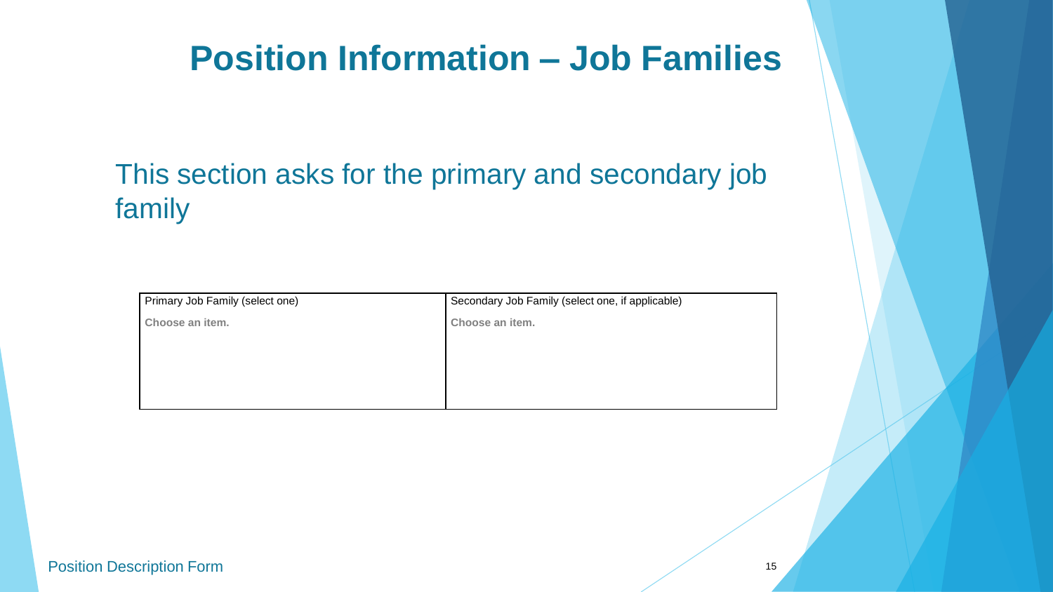# Position Information – Job Families

This section asks for the primary and secondary job family

| Primary Job Family (select one) | Secondary Job Family (select one, if applicable) |
| --- | --- |
| **Choose an item.** | **Choose an item.** |

Position Description Form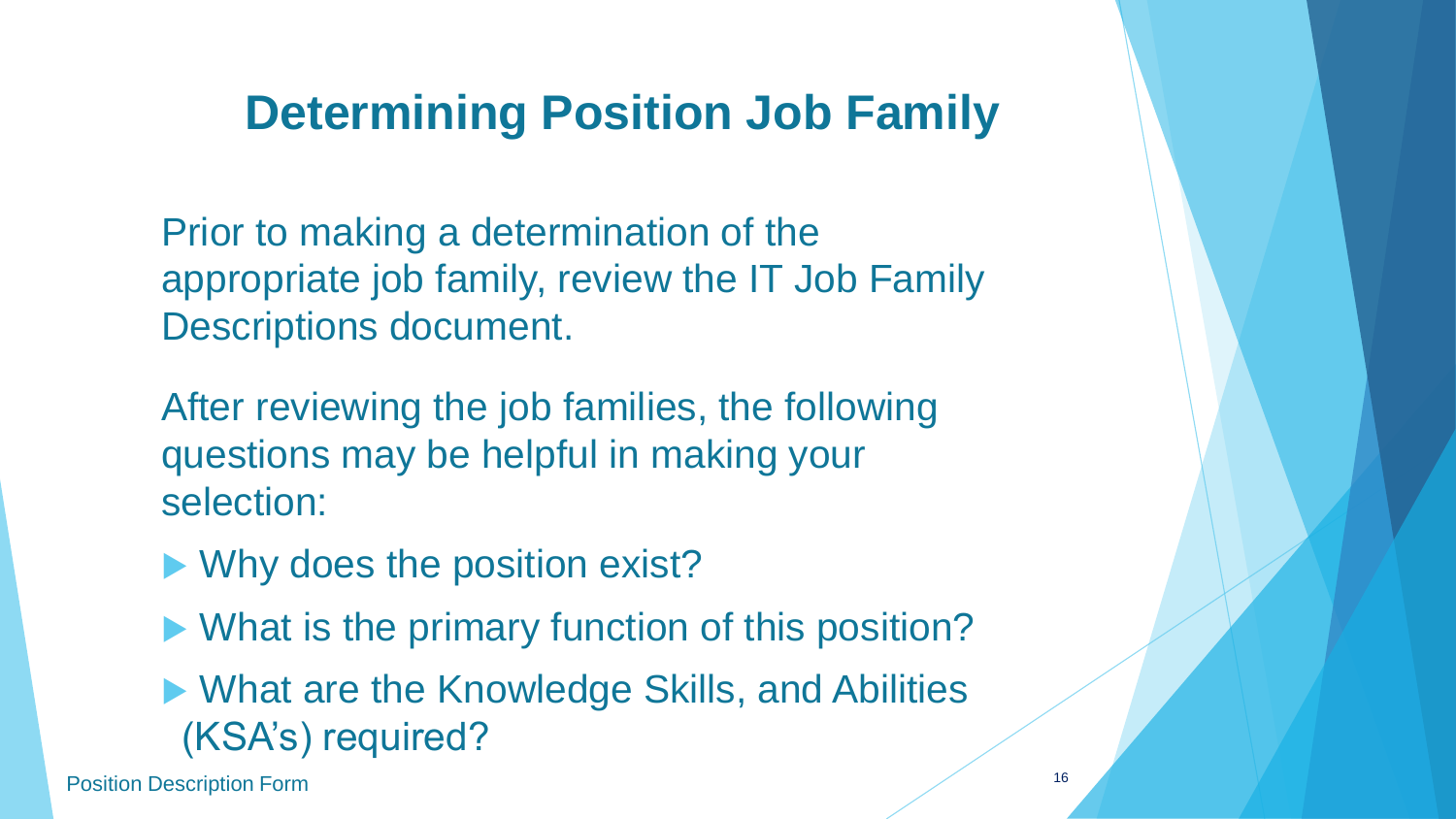# Determining Position Job Family

Prior to making a determination of the appropriate job family, review the IT Job Family Descriptions document.

After reviewing the job families, the following questions may be helpful in making your selection:

- Why does the position exist?
- What is the primary function of this position?
- What are the Knowledge Skills, and Abilities (KSA's) required?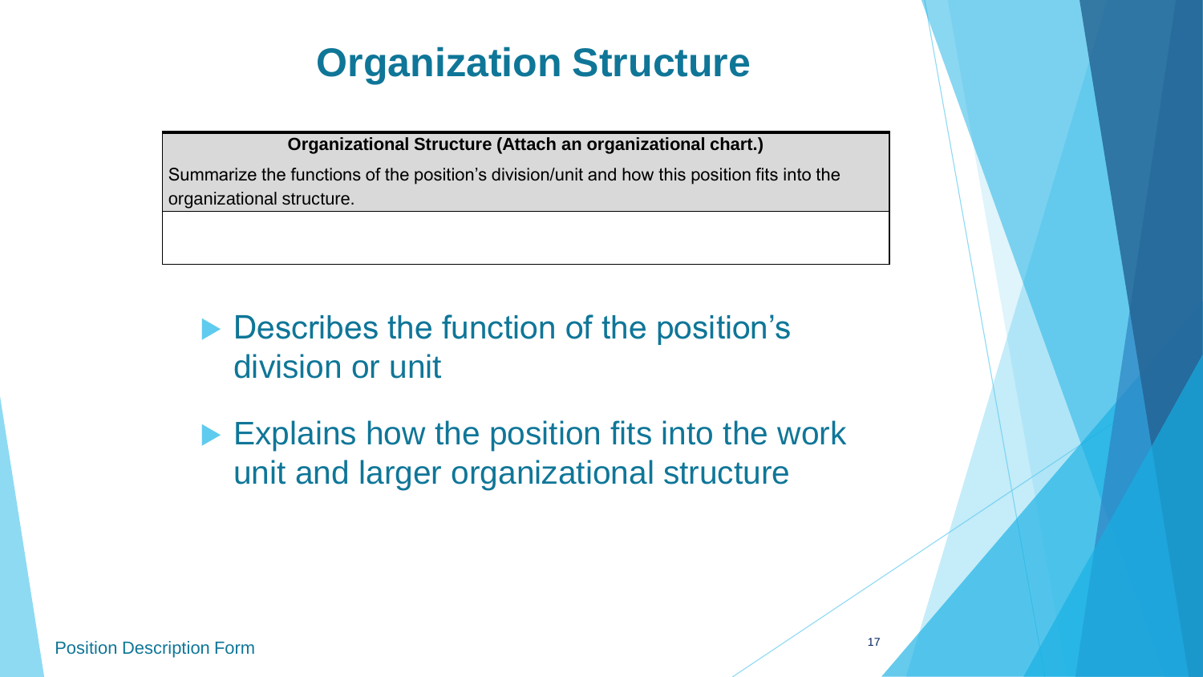# Organization Structure

| Organizational Structure (Attach an organizational chart.) |
| --- |
| Summarize the functions of the position's division/unit and how this position fits into the organizational structure. |
| |

- Describes the function of the position's division or unit
- Explains how the position fits into the work unit and larger organizational structure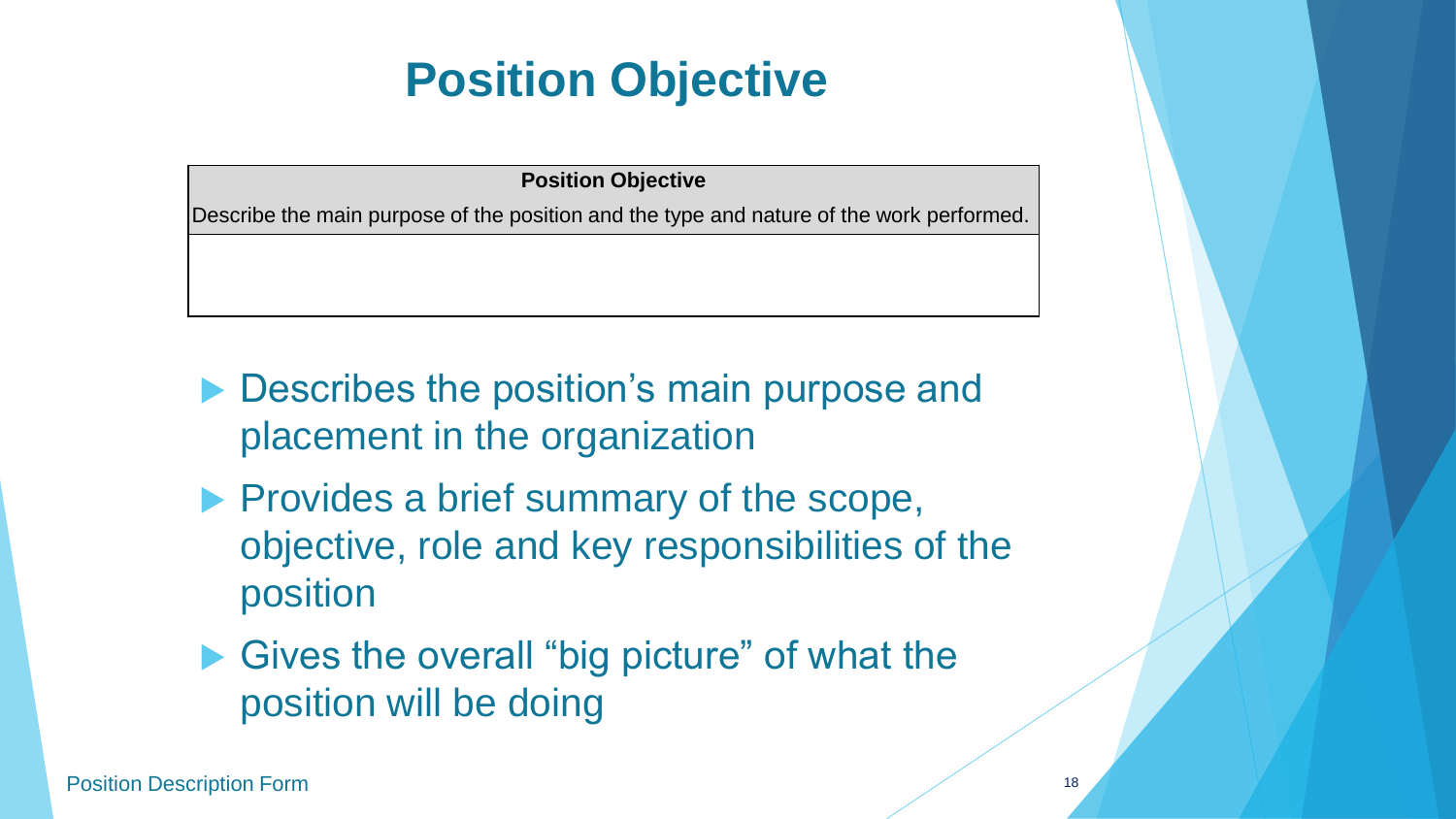# Position Objective

| Position Objective |
| --- |
| Describe the main purpose of the position and the type and nature of the work performed. |
| |

- Describes the position's main purpose and placement in the organization
- Provides a brief summary of the scope, objective, role and key responsibilities of the position
- Gives the overall "big picture" of what the position will be doing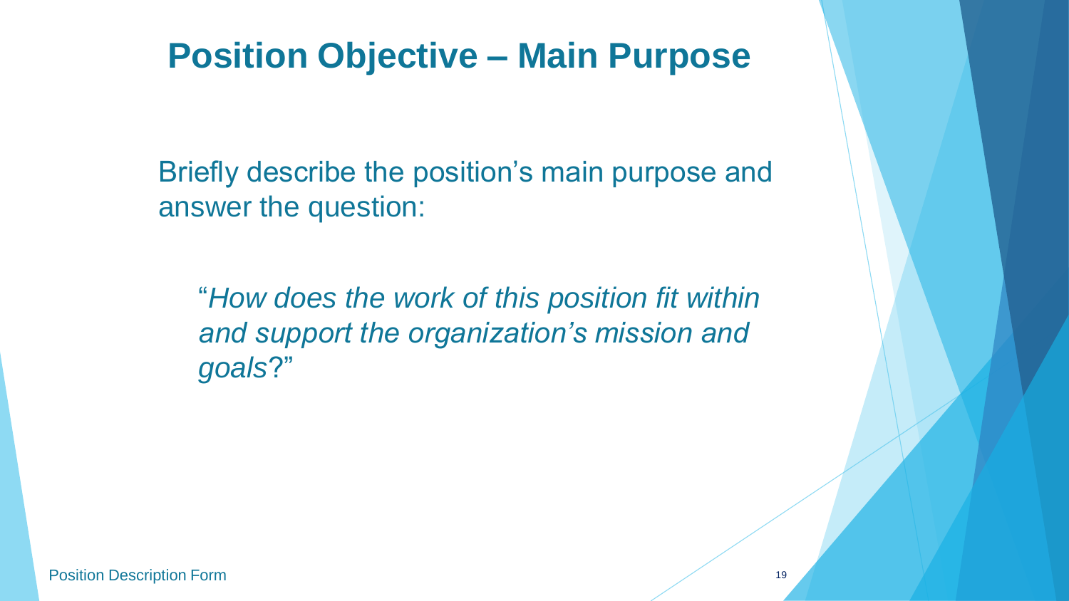# Position Objective – Main Purpose

Briefly describe the position's main purpose and answer the question:

"*How does the work of this position fit within and support the organization's mission and goals*?"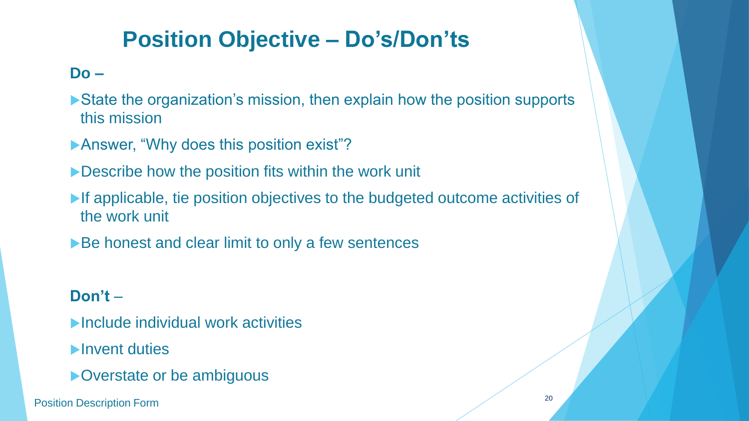# Position Objective – Do's/Don'ts

**Do –**

- State the organization's mission, then explain how the position supports this mission
- Answer, "Why does this position exist"?
- Describe how the position fits within the work unit
- If applicable, tie position objectives to the budgeted outcome activities of the work unit
- Be honest and clear limit to only a few sentences

**Don't** –

- Include individual work activities
- Invent duties
- Overstate or be ambiguous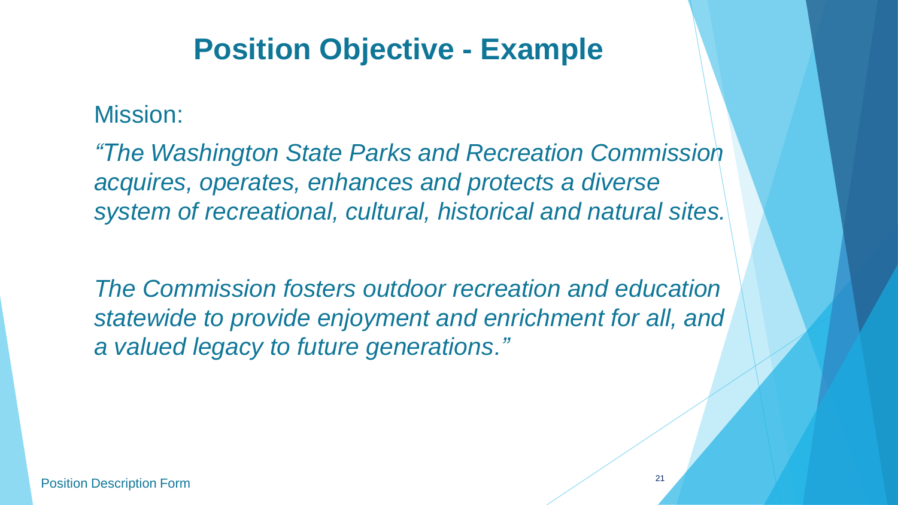# Position Objective - Example

Mission:

*"The Washington State Parks and Recreation Commission acquires, operates, enhances and protects a diverse system of recreational, cultural, historical and natural sites.*

*The Commission fosters outdoor recreation and education statewide to provide enjoyment and enrichment for all, and a valued legacy to future generations."*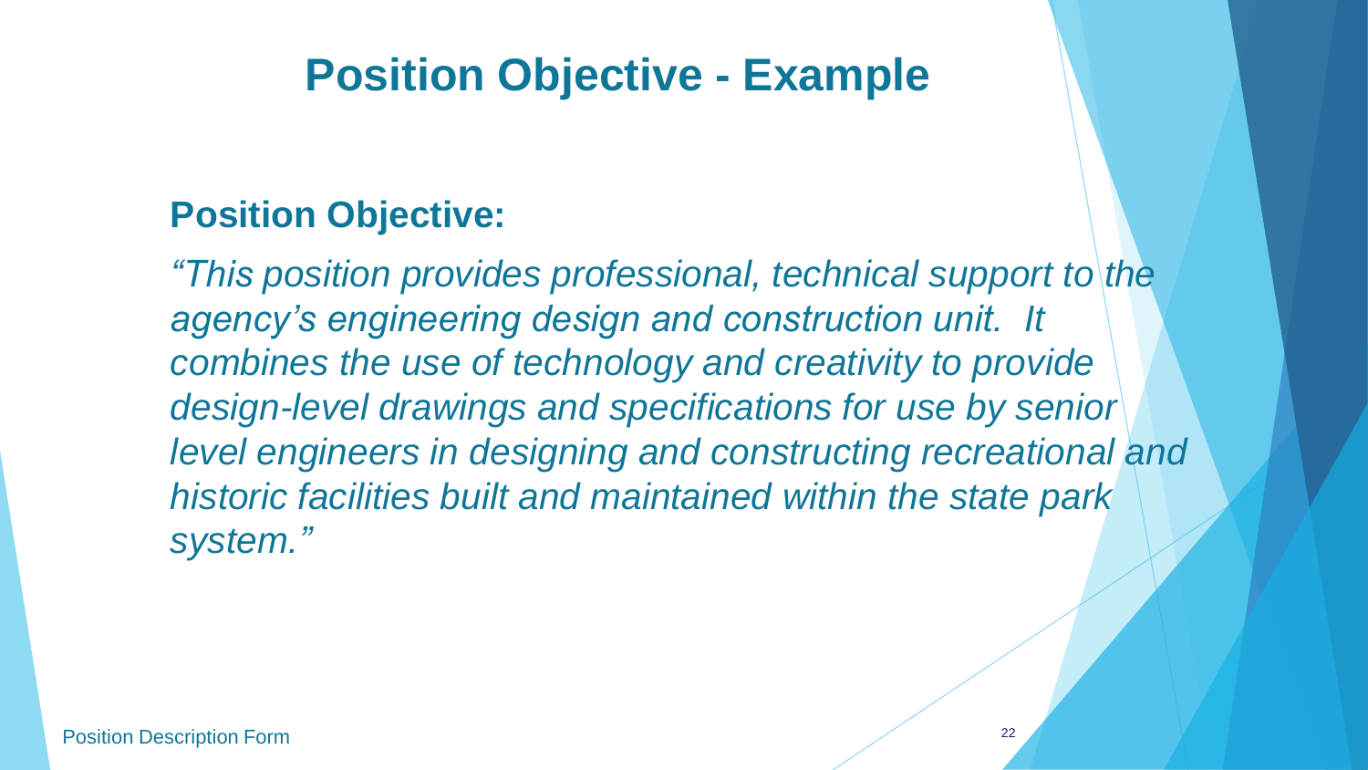# Position Objective - Example

## Position Objective:

*"This position provides professional, technical support to the agency's engineering design and construction unit. It combines the use of technology and creativity to provide design-level drawings and specifications for use by senior level engineers in designing and constructing recreational and historic facilities built and maintained within the state park system."*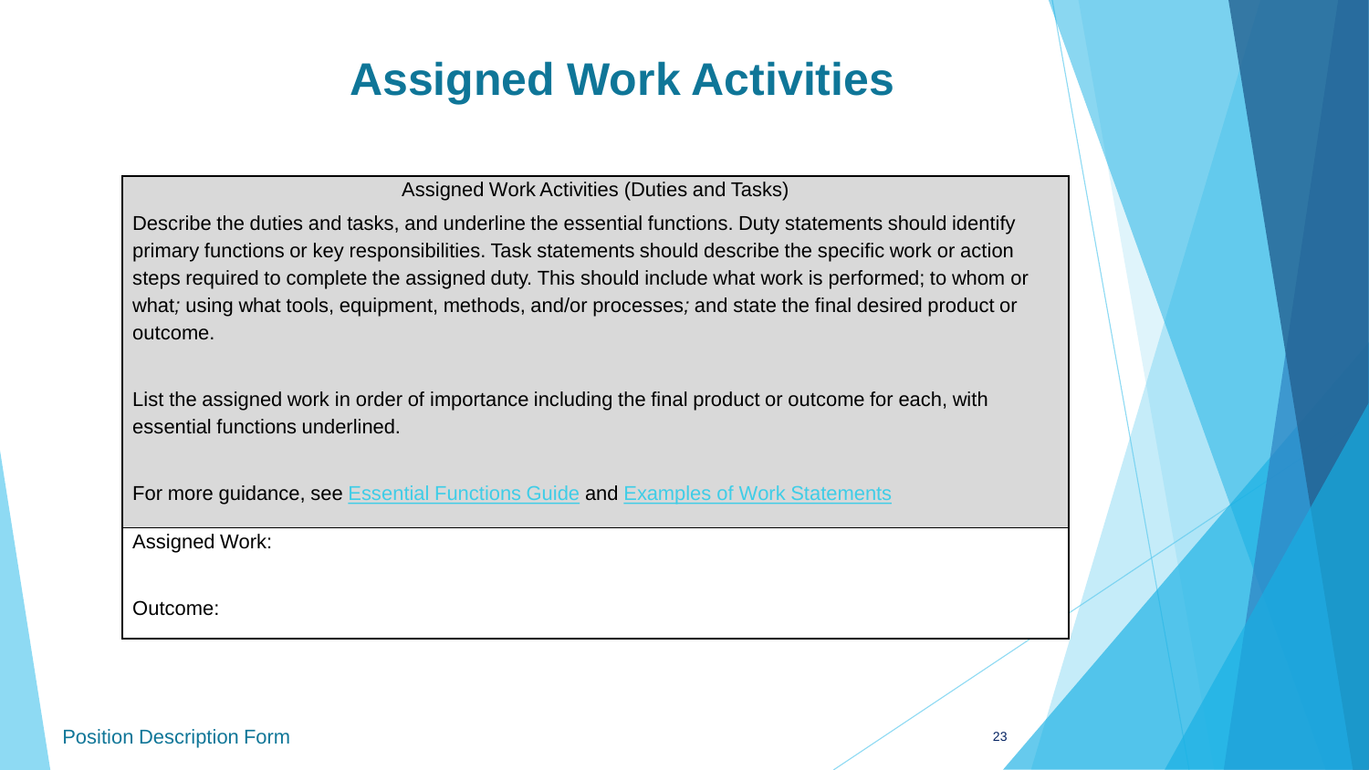# Assigned Work Activities

| Assigned Work Activities (Duties and Tasks) |
|---|
| Describe the duties and tasks, and underline the essential functions. Duty statements should identify primary functions or key responsibilities. Task statements should describe the specific work or action steps required to complete the assigned duty. This should include what work is performed; to whom or what; using what tools, equipment, methods, and/or processes; and state the final desired product or outcome.<br><br>List the assigned work in order of importance including the final product or outcome for each, with essential functions underlined.<br><br>For more guidance, see [Essential Functions Guide]() and [Examples of Work Statements]() |
| Assigned Work:<br><br>Outcome: |

Position Description Form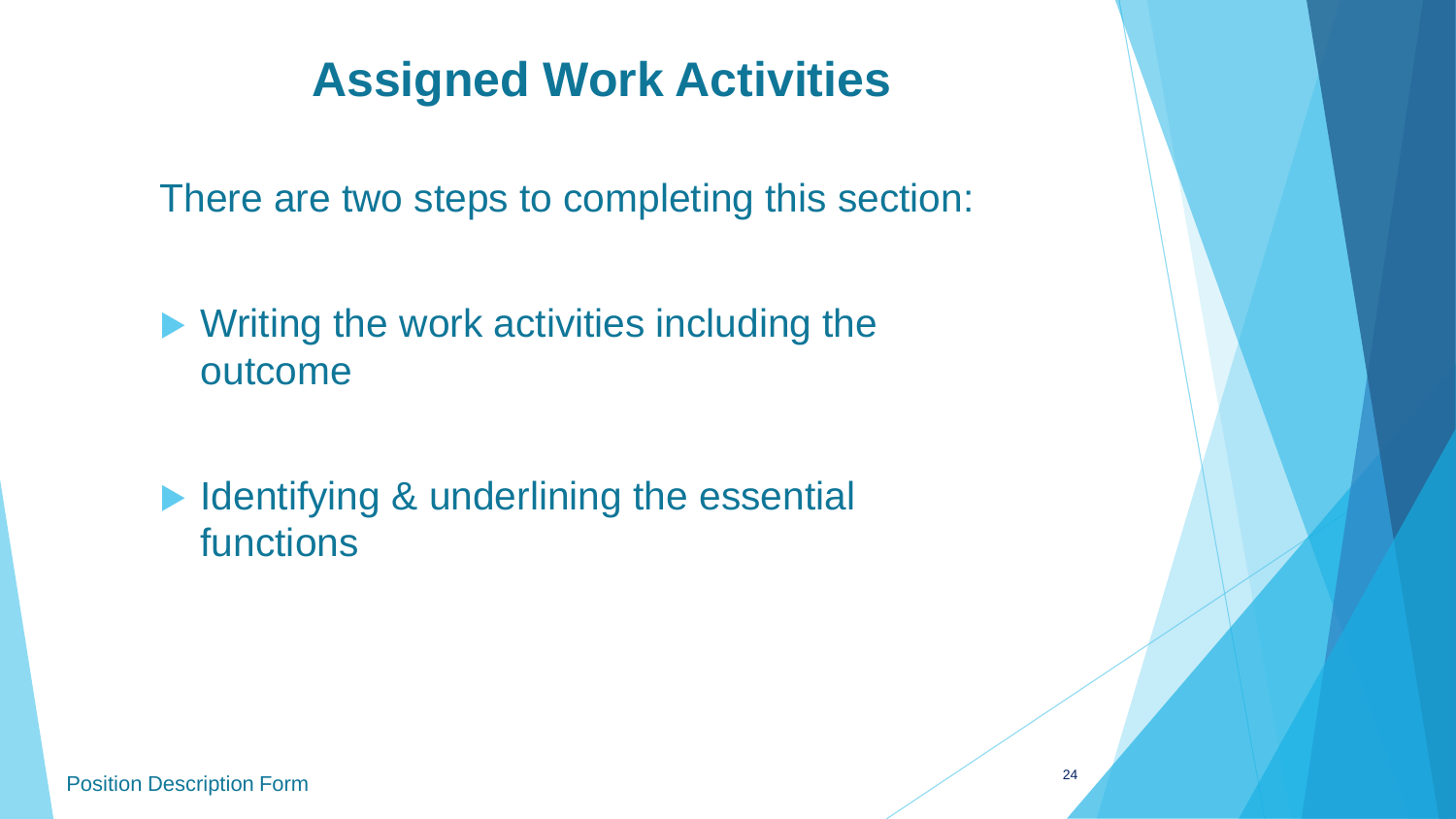# Assigned Work Activities

There are two steps to completing this section:

- Writing the work activities including the outcome
- Identifying & underlining the essential functions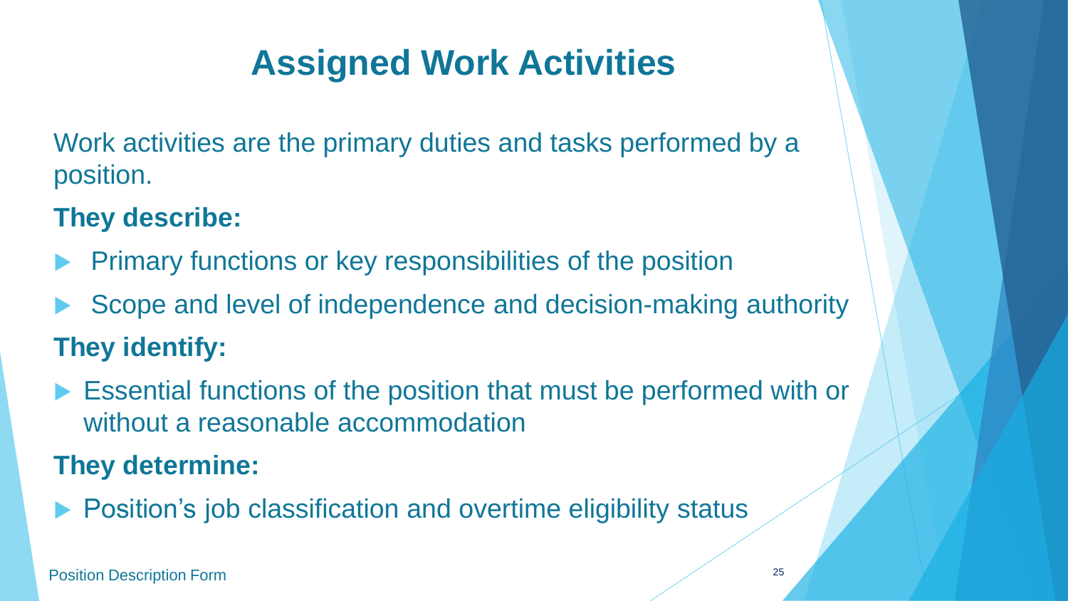# Assigned Work Activities

Work activities are the primary duties and tasks performed by a position.

**They describe:**

- Primary functions or key responsibilities of the position
- Scope and level of independence and decision-making authority

**They identify:**

- Essential functions of the position that must be performed with or without a reasonable accommodation

**They determine:**

- Position's job classification and overtime eligibility status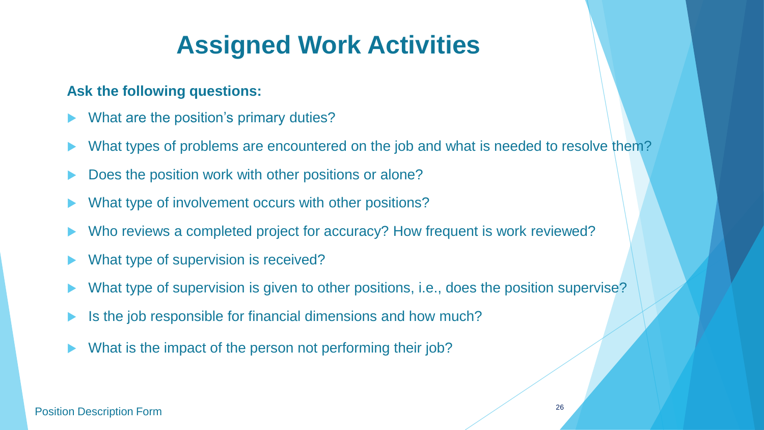# Assigned Work Activities

**Ask the following questions:**

- What are the position's primary duties?
- What types of problems are encountered on the job and what is needed to resolve them?
- Does the position work with other positions or alone?
- What type of involvement occurs with other positions?
- Who reviews a completed project for accuracy? How frequent is work reviewed?
- What type of supervision is received?
- What type of supervision is given to other positions, i.e., does the position supervise?
- Is the job responsible for financial dimensions and how much?
- What is the impact of the person not performing their job?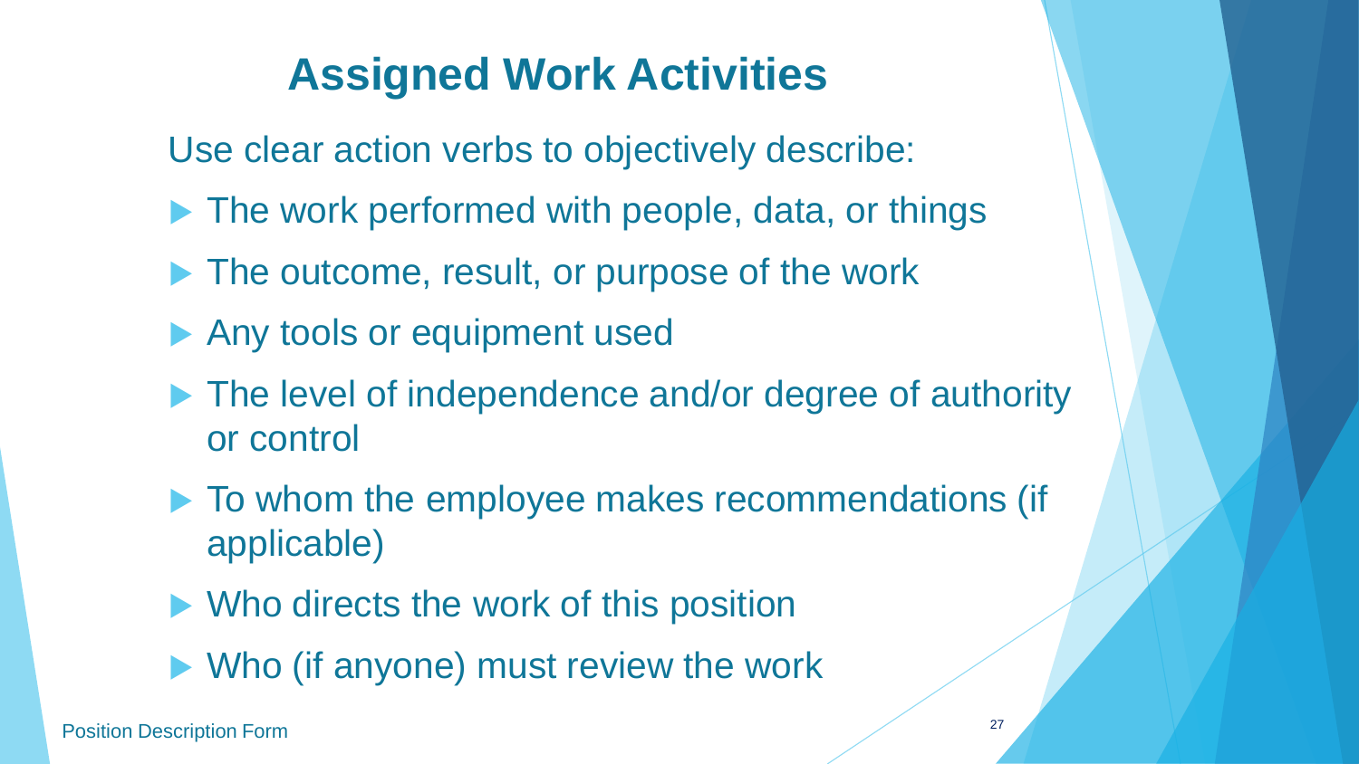# Assigned Work Activities

Use clear action verbs to objectively describe:

- The work performed with people, data, or things
- The outcome, result, or purpose of the work
- Any tools or equipment used
- The level of independence and/or degree of authority or control
- To whom the employee makes recommendations (if applicable)
- Who directs the work of this position
- Who (if anyone) must review the work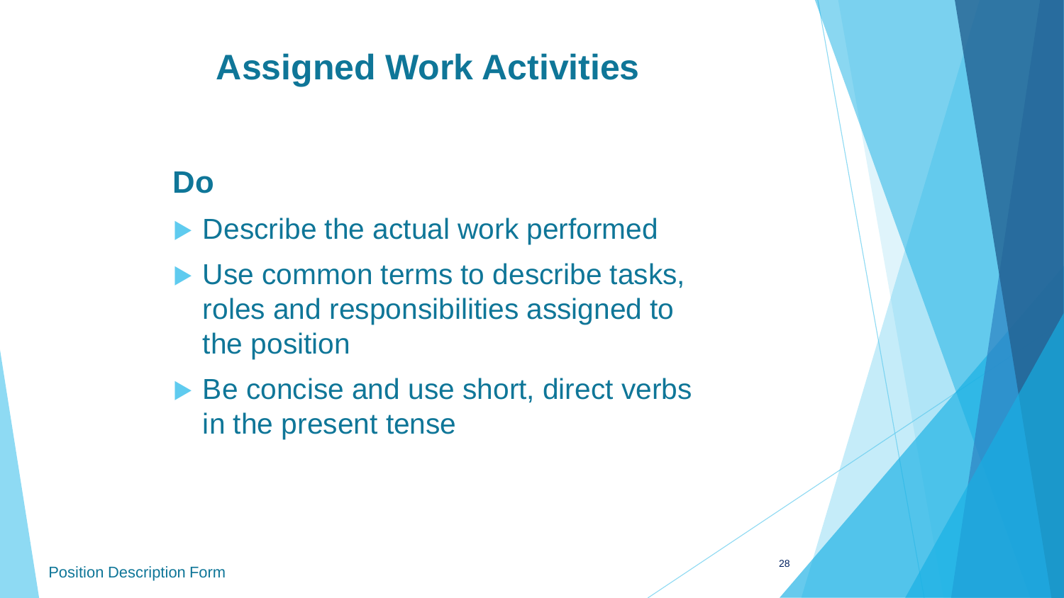# Assigned Work Activities

## Do

- Describe the actual work performed
- Use common terms to describe tasks, roles and responsibilities assigned to the position
- Be concise and use short, direct verbs in the present tense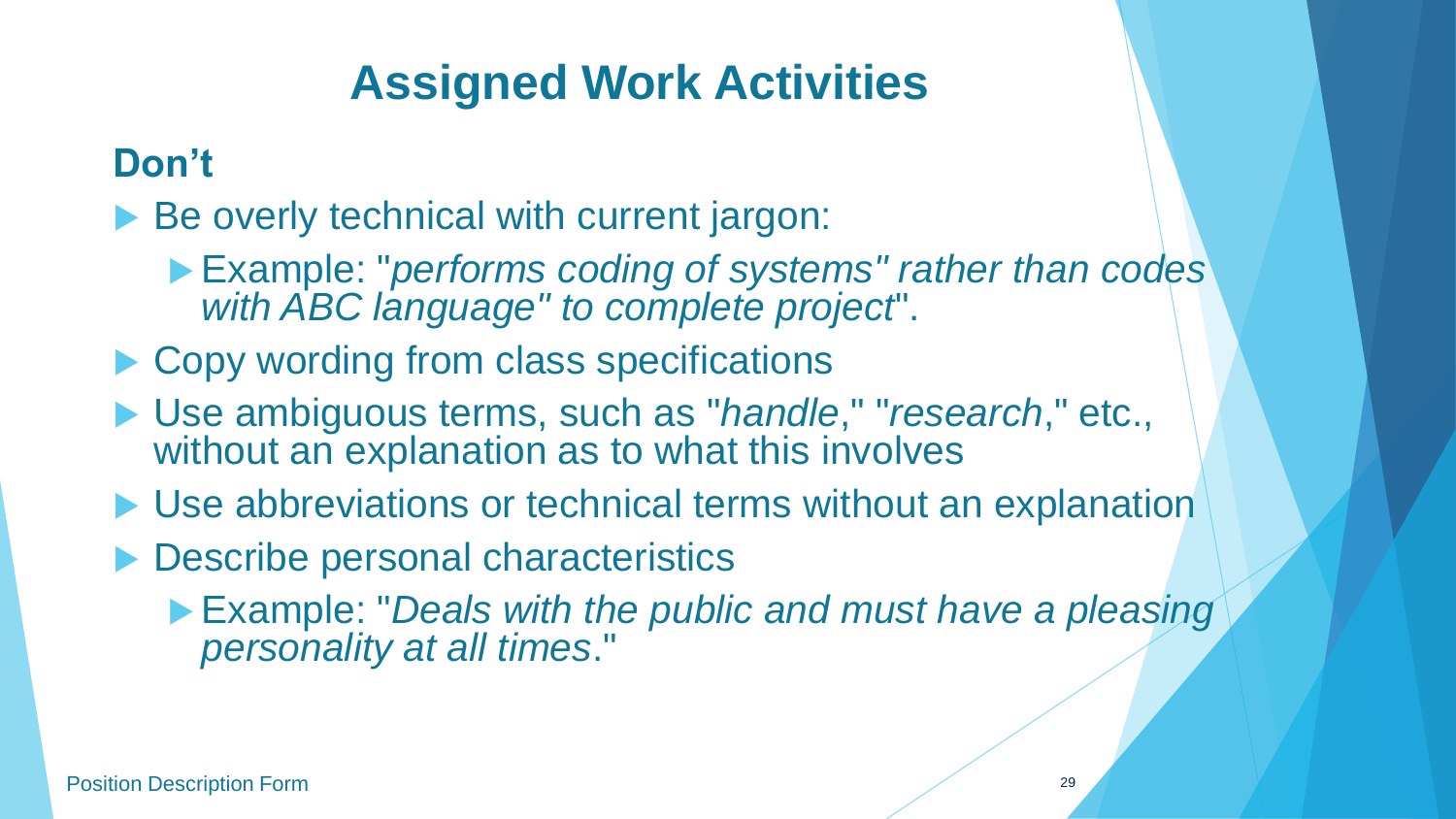# Assigned Work Activities

## Don't

- Be overly technical with current jargon:
  - Example: "*performs coding of systems" rather than codes with ABC language" to complete project*".
- Copy wording from class specifications
- Use ambiguous terms, such as "*handle*," "*research*," etc., without an explanation as to what this involves
- Use abbreviations or technical terms without an explanation
- Describe personal characteristics
  - Example: "*Deals with the public and must have a pleasing personality at all times*."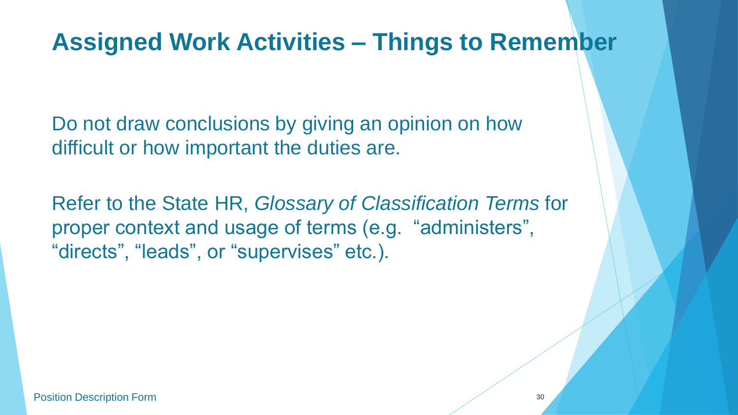# Assigned Work Activities – Things to Remember

Do not draw conclusions by giving an opinion on how difficult or how important the duties are.

Refer to the State HR, *Glossary of Classification Terms* for proper context and usage of terms (e.g. "administers", "directs", "leads", or "supervises" etc.).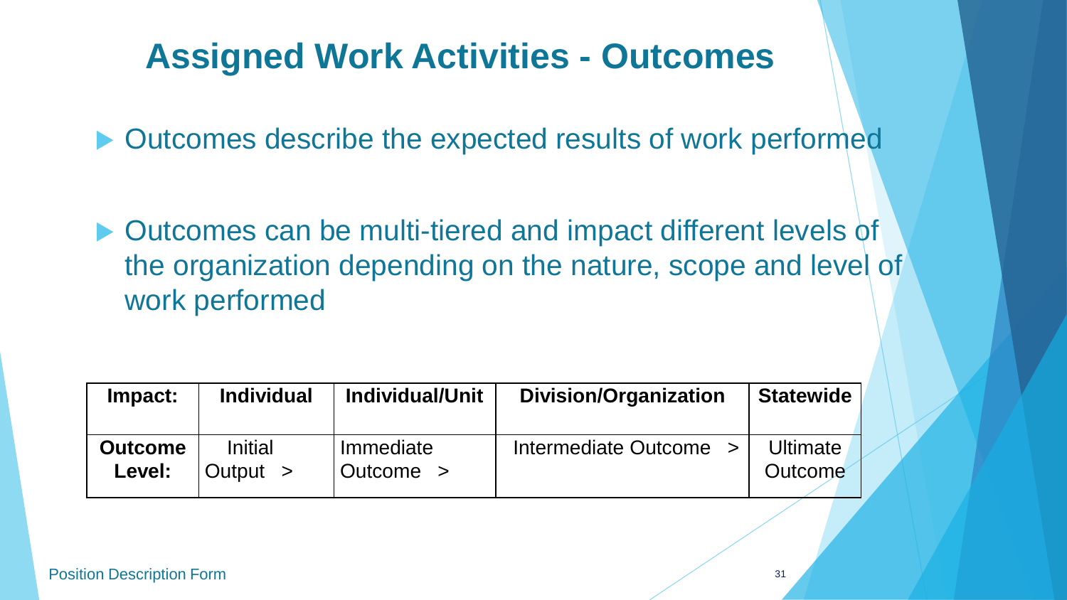# Assigned Work Activities - Outcomes

- Outcomes describe the expected results of work performed
- Outcomes can be multi-tiered and impact different levels of the organization depending on the nature, scope and level of work performed

| **Impact:** | **Individual** | **Individual/Unit** | **Division/Organization** | **Statewide** |
|---|---|---|---|---|
| **Outcome Level:** | Initial Output > | Immediate Outcome > | Intermediate Outcome > | Ultimate Outcome |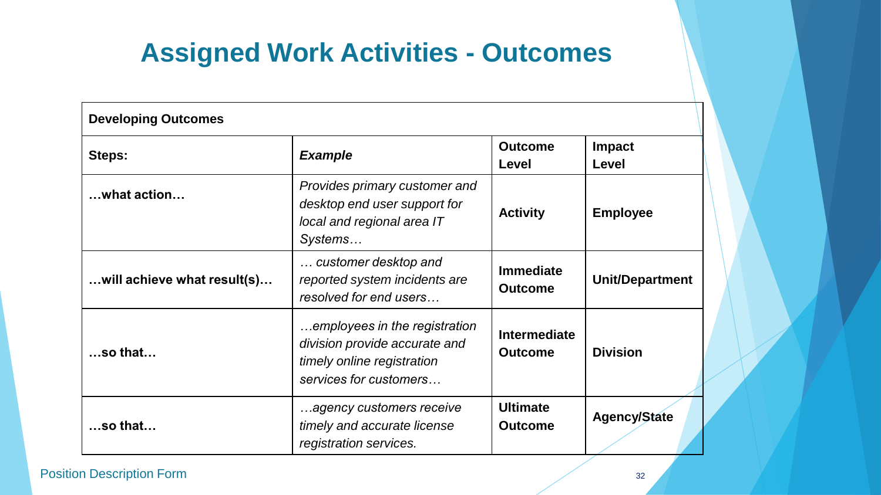# Assigned Work Activities - Outcomes

| **Developing Outcomes** | | | |
|---|---|---|---|
| **Steps:** | ***Example*** | **Outcome Level** | **Impact Level** |
| **…what action…** | *Provides primary customer and desktop end user support for local and regional area IT Systems…* | **Activity** | **Employee** |
| **…will achieve what result(s)…** | *… customer desktop and reported system incidents are resolved for end users…* | **Immediate Outcome** | **Unit/Department** |
| **…so that…** | *…employees in the registration division provide accurate and timely online registration services for customers…* | **Intermediate Outcome** | **Division** |
| **…so that…** | *…agency customers receive timely and accurate license registration services.* | **Ultimate Outcome** | **Agency/State** |

Position Description Form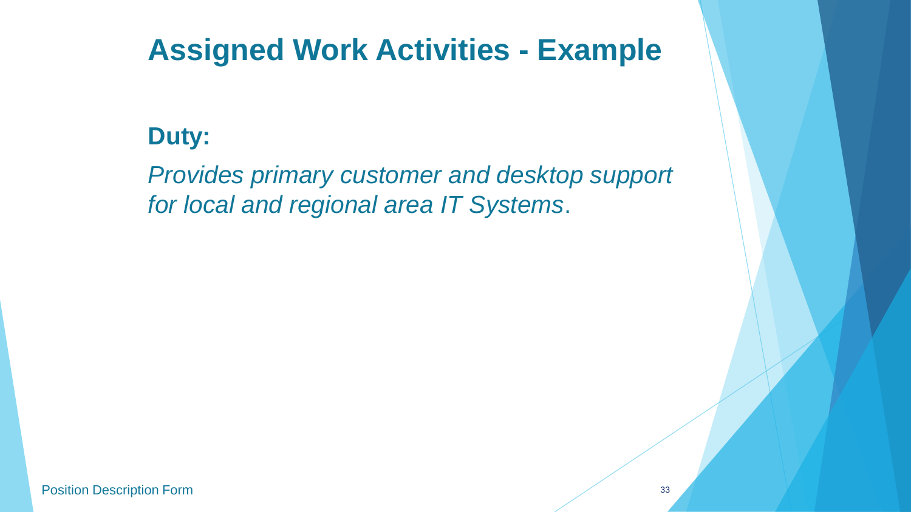# Assigned Work Activities - Example

**Duty:**

*Provides primary customer and desktop support for local and regional area IT Systems*.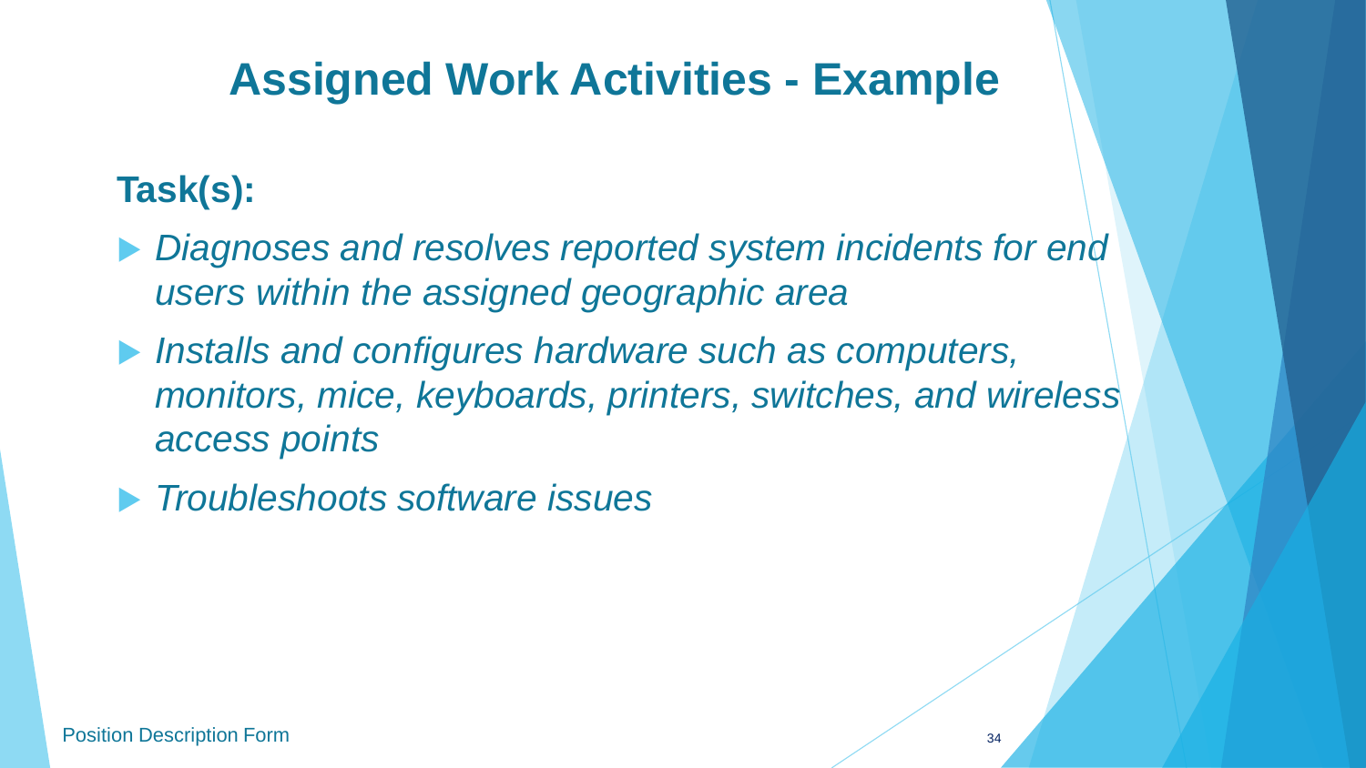# Assigned Work Activities - Example

## Task(s):

- *Diagnoses and resolves reported system incidents for end users within the assigned geographic area*
- *Installs and configures hardware such as computers, monitors, mice, keyboards, printers, switches, and wireless access points*
- *Troubleshoots software issues*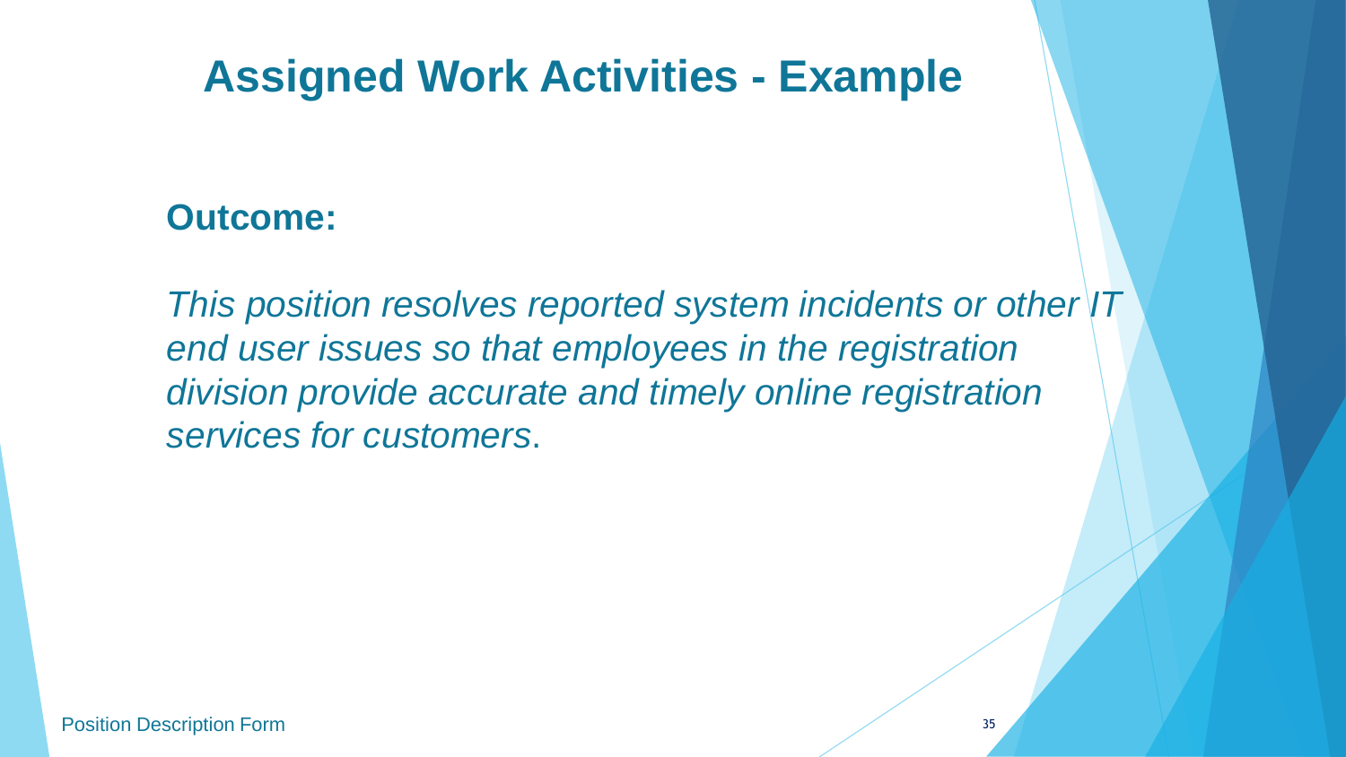# Assigned Work Activities - Example

**Outcome:**

*This position resolves reported system incidents or other IT end user issues so that employees in the registration division provide accurate and timely online registration services for customers*.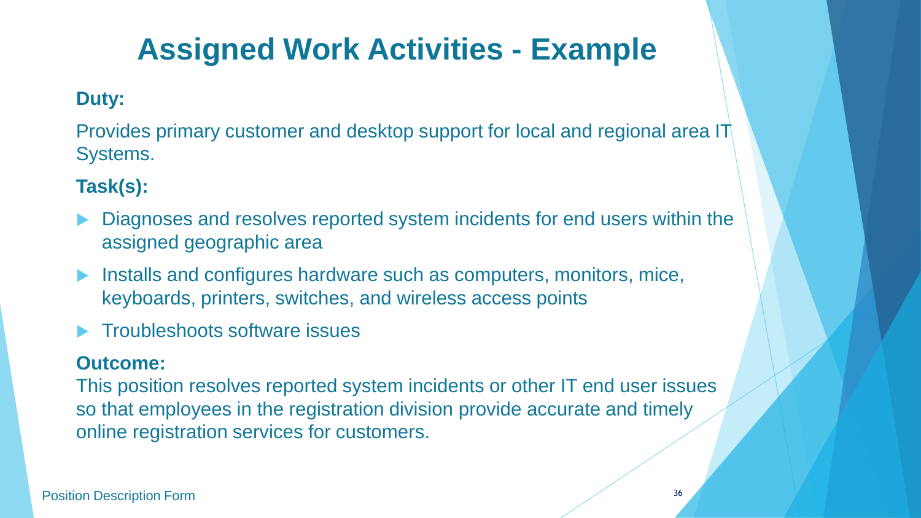# Assigned Work Activities - Example

**Duty:**

Provides primary customer and desktop support for local and regional area IT Systems.

**Task(s):**

- Diagnoses and resolves reported system incidents for end users within the assigned geographic area
- Installs and configures hardware such as computers, monitors, mice, keyboards, printers, switches, and wireless access points
- Troubleshoots software issues

**Outcome:**

This position resolves reported system incidents or other IT end user issues so that employees in the registration division provide accurate and timely online registration services for customers.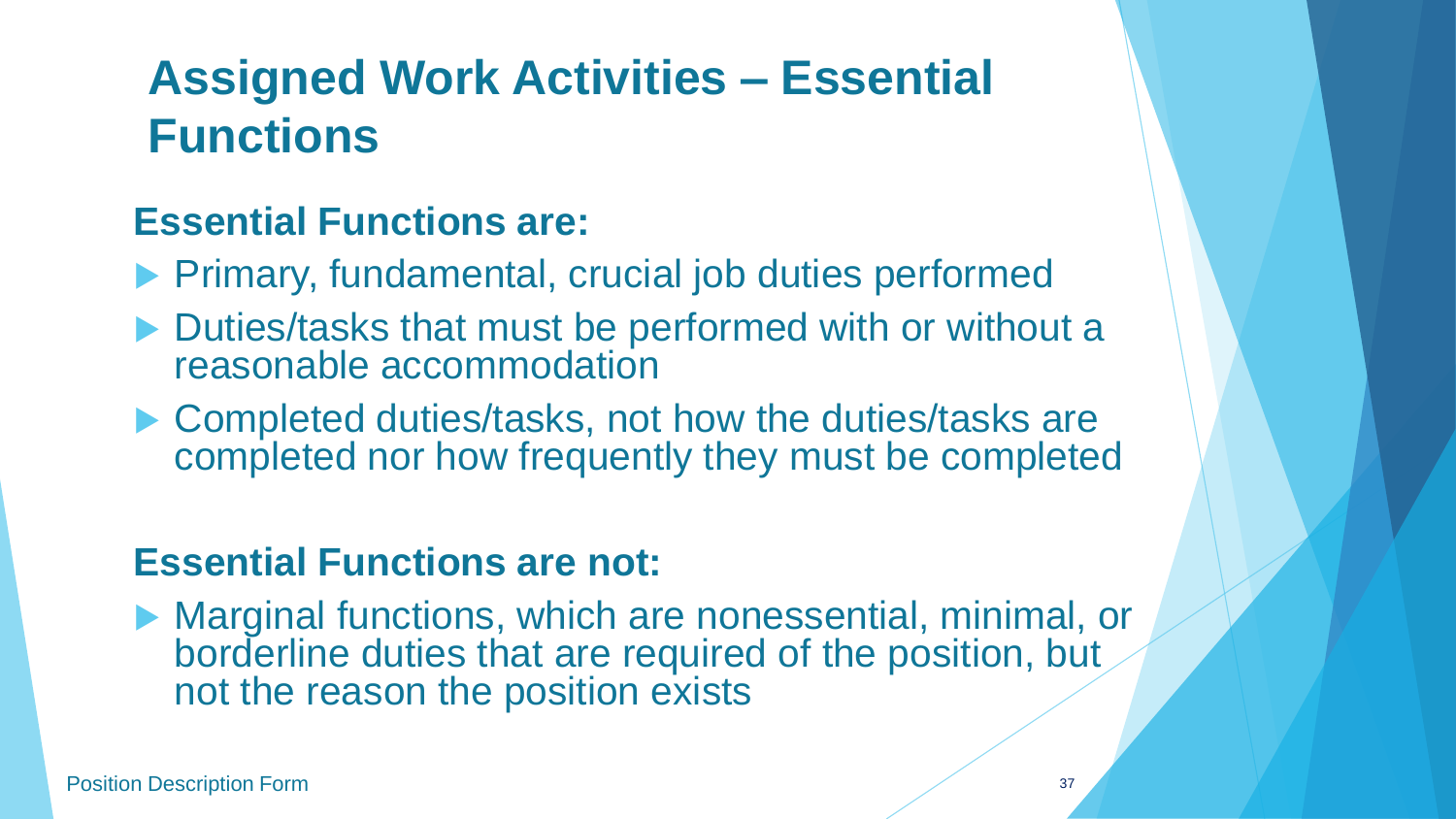# Assigned Work Activities – Essential Functions

## Essential Functions are:

- Primary, fundamental, crucial job duties performed
- Duties/tasks that must be performed with or without a reasonable accommodation
- Completed duties/tasks, not how the duties/tasks are completed nor how frequently they must be completed

## Essential Functions are not:

- Marginal functions, which are nonessential, minimal, or borderline duties that are required of the position, but not the reason the position exists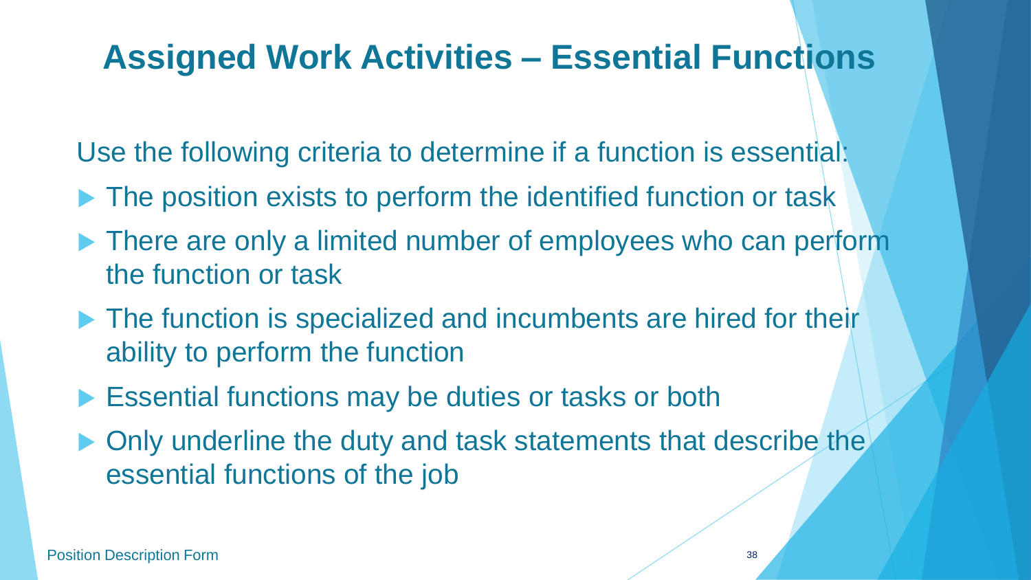# Assigned Work Activities – Essential Functions

Use the following criteria to determine if a function is essential:

- The position exists to perform the identified function or task
- There are only a limited number of employees who can perform the function or task
- The function is specialized and incumbents are hired for their ability to perform the function
- Essential functions may be duties or tasks or both
- Only underline the duty and task statements that describe the essential functions of the job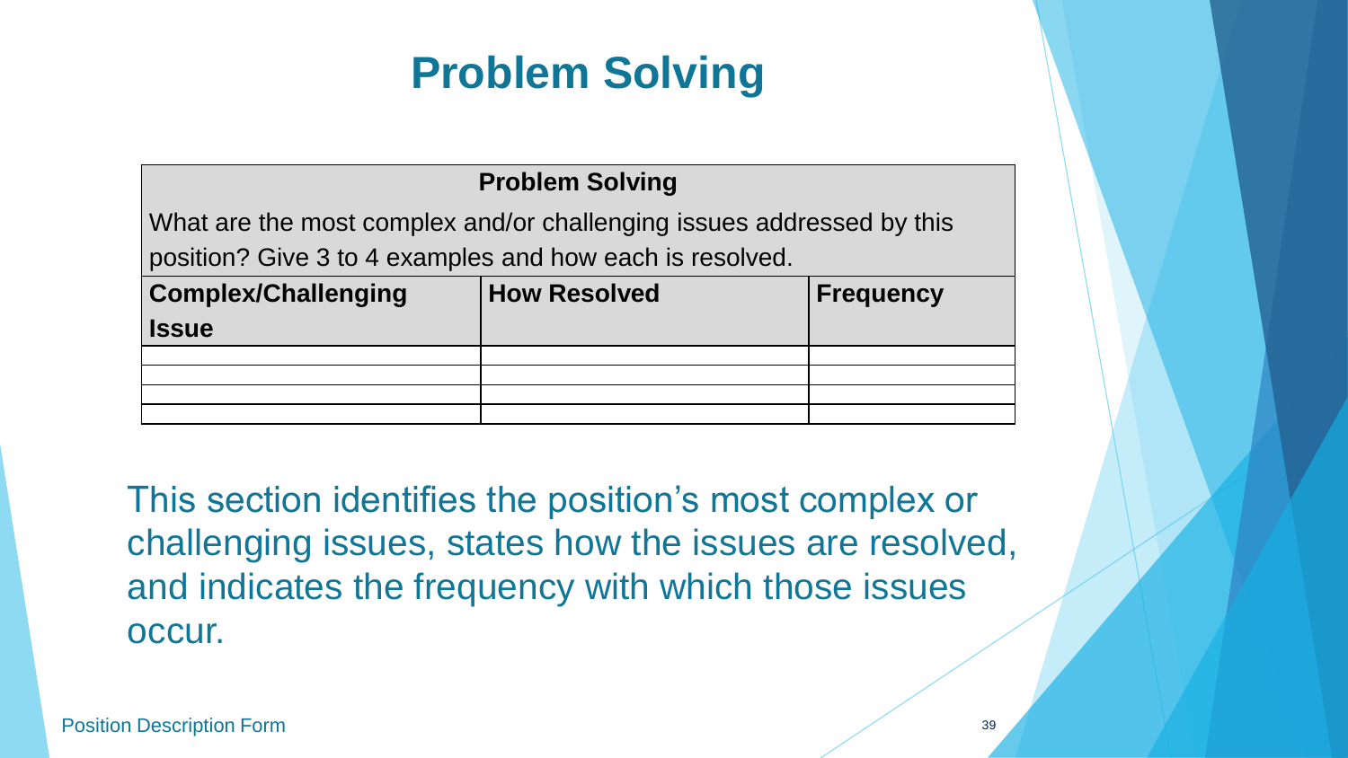# Problem Solving

| **Problem Solving** | | |
|---|---|---|
| What are the most complex and/or challenging issues addressed by this position? Give 3 to 4 examples and how each is resolved. | | |
| **Complex/Challenging Issue** | **How Resolved** | **Frequency** |
| | | |
| | | |
| | | |
| | | |

This section identifies the position's most complex or challenging issues, states how the issues are resolved, and indicates the frequency with which those issues occur.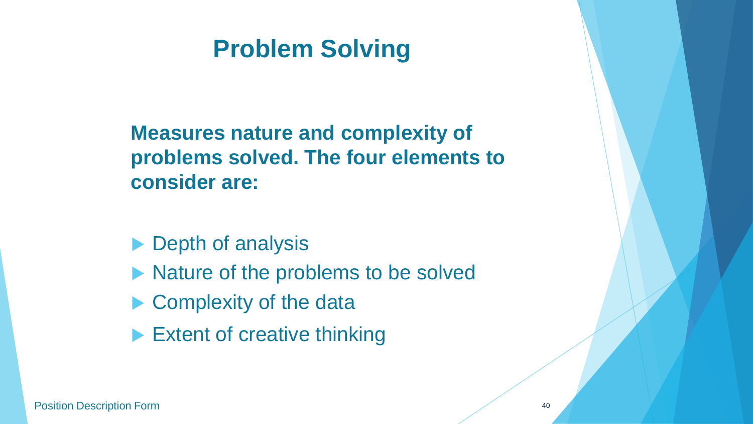# Problem Solving

**Measures nature and complexity of problems solved. The four elements to consider are:**

- Depth of analysis
- Nature of the problems to be solved
- Complexity of the data
- Extent of creative thinking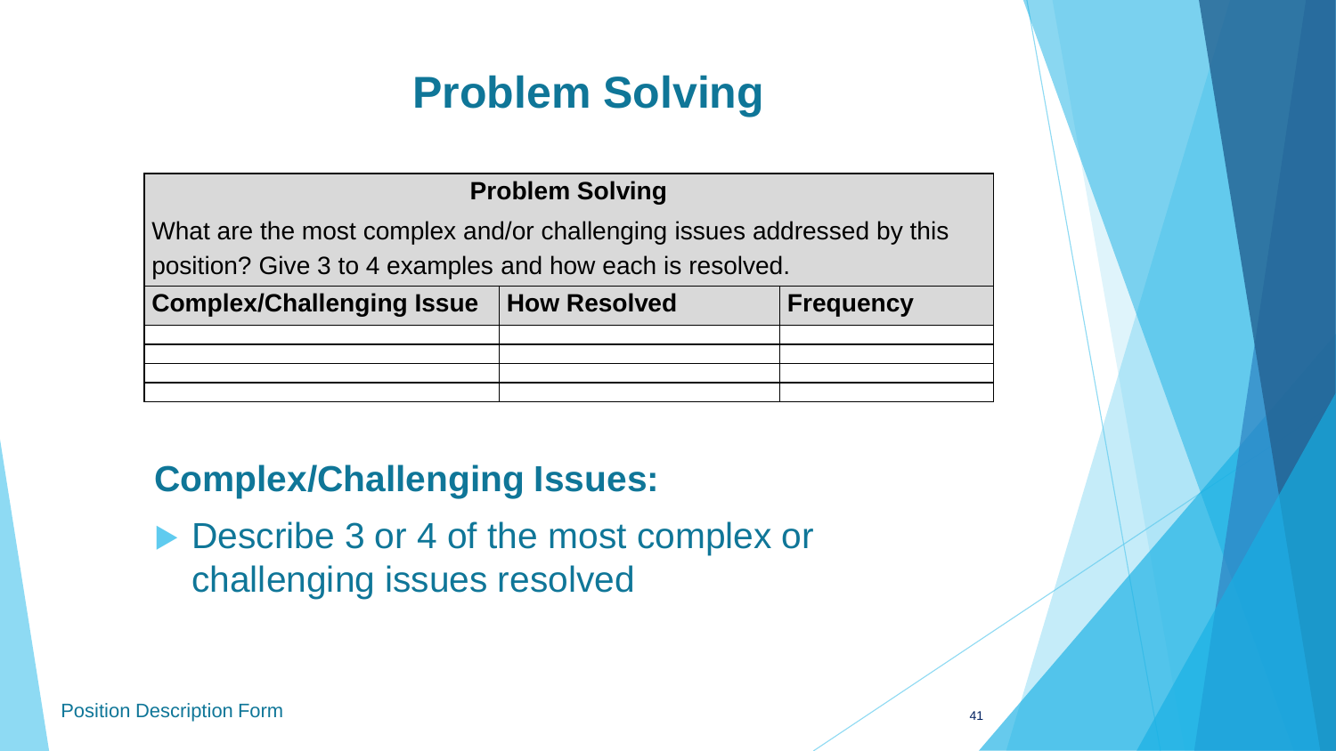# Problem Solving

| Problem Solving | | |
|---|---|---|
| What are the most complex and/or challenging issues addressed by this position? Give 3 to 4 examples and how each is resolved. | | |
| **Complex/Challenging Issue** | **How Resolved** | **Frequency** |
| | | |
| | | |
| | | |
| | | |

## Complex/Challenging Issues:

- Describe 3 or 4 of the most complex or challenging issues resolved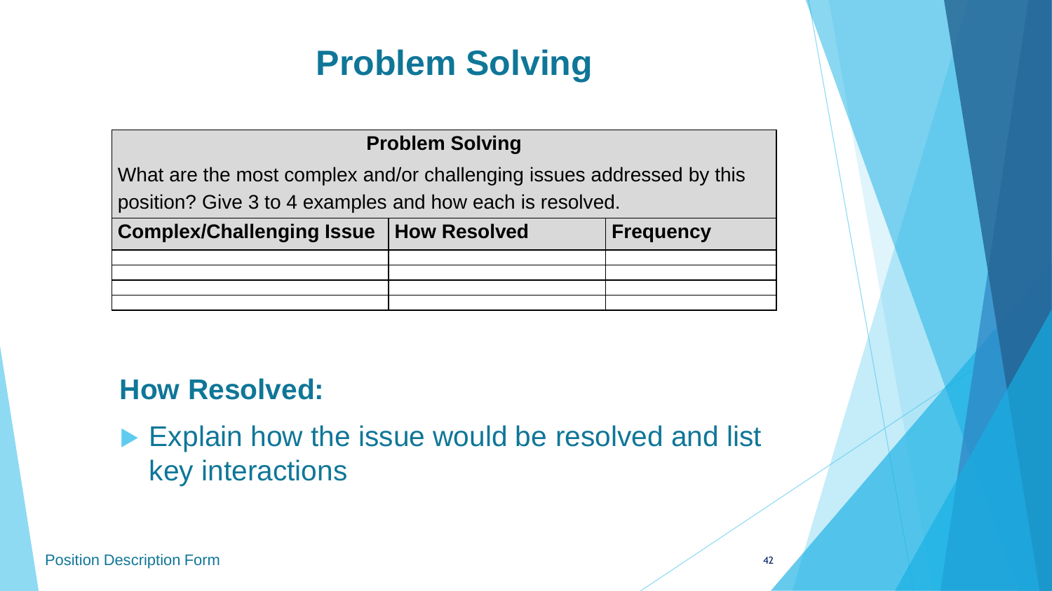# Problem Solving

| Problem Solving | | |
|---|---|---|
| What are the most complex and/or challenging issues addressed by this position? Give 3 to 4 examples and how each is resolved. | | |
| **Complex/Challenging Issue** | **How Resolved** | **Frequency** |
| | | |
| | | |
| | | |
| | | |

## How Resolved:

- Explain how the issue would be resolved and list key interactions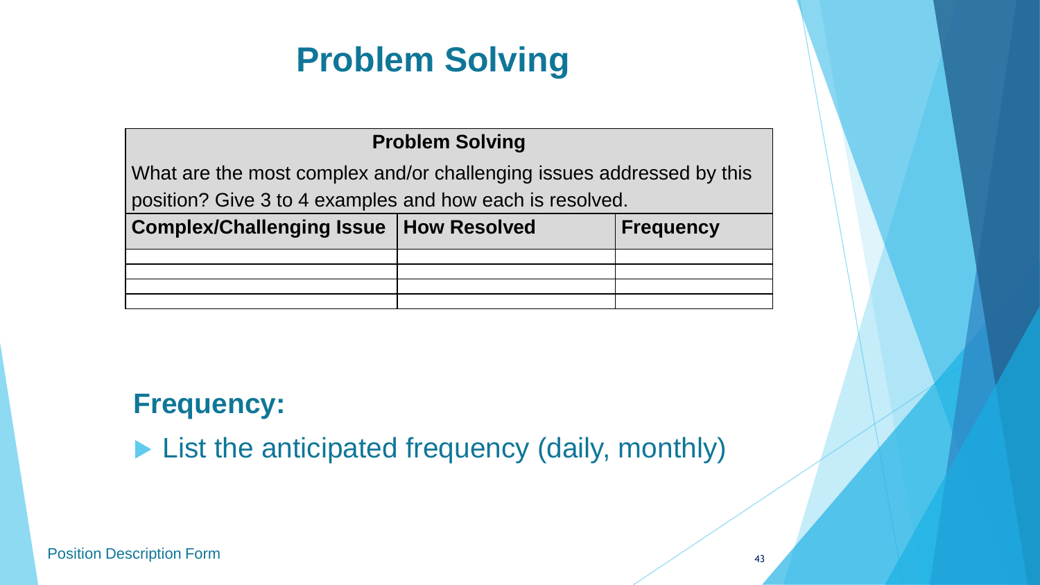# Problem Solving

| Problem Solving<br>What are the most complex and/or challenging issues addressed by this position? Give 3 to 4 examples and how each is resolved. | | |
|---|---|---|
| **Complex/Challenging Issue** | **How Resolved** | **Frequency** |
| | | |
| | | |
| | | |
| | | |

## Frequency:

- List the anticipated frequency (daily, monthly)

Position Description Form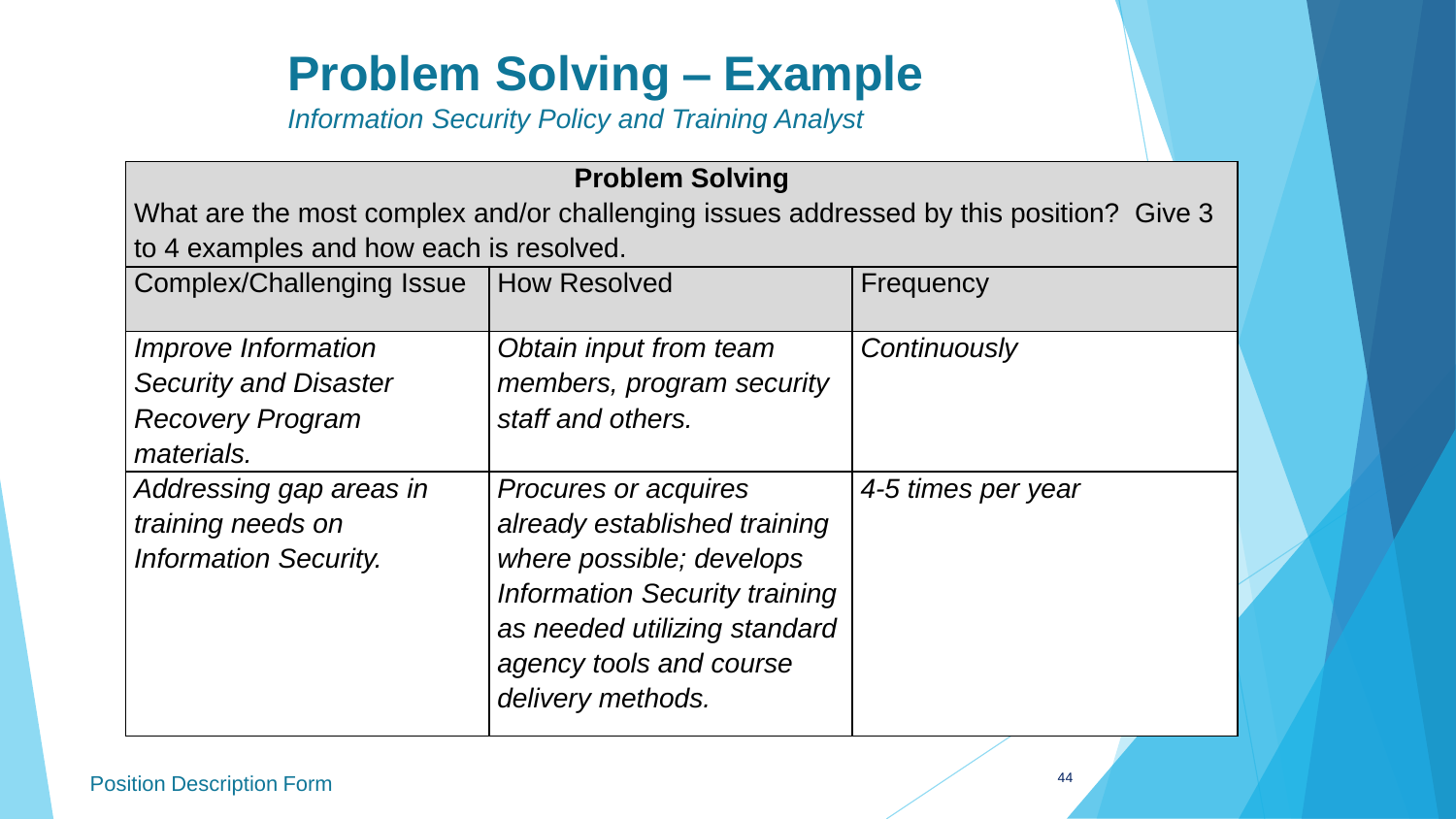# Problem Solving – Example

*Information Security Policy and Training Analyst*

| **Problem Solving** | | |
|---|---|---|
| What are the most complex and/or challenging issues addressed by this position? Give 3 to 4 examples and how each is resolved. | | |
| Complex/Challenging Issue | How Resolved | Frequency |
| *Improve Information Security and Disaster Recovery Program materials.* | *Obtain input from team members, program security staff and others.* | *Continuously* |
| *Addressing gap areas in training needs on Information Security.* | *Procures or acquires already established training where possible; develops Information Security training as needed utilizing standard agency tools and course delivery methods.* | *4-5 times per year* |

Position Description Form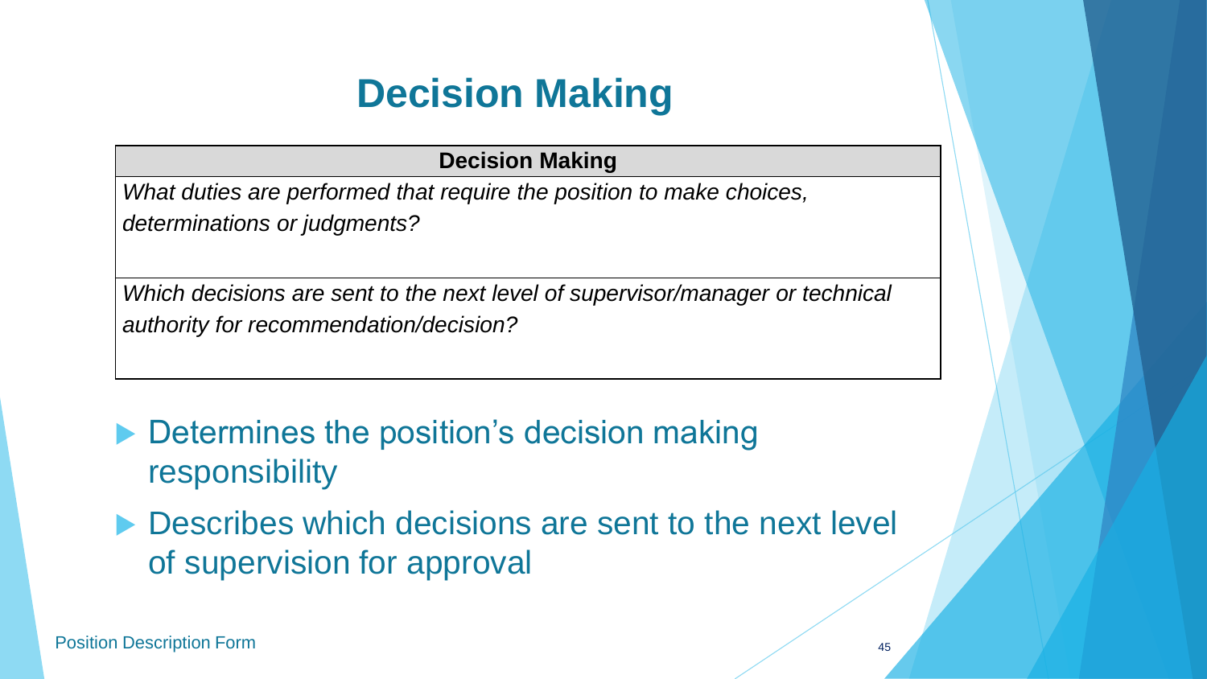# Decision Making

| Decision Making |
| --- |
| *What duties are performed that require the position to make choices, determinations or judgments?* |
| *Which decisions are sent to the next level of supervisor/manager or technical authority for recommendation/decision?* |

- Determines the position's decision making responsibility
- Describes which decisions are sent to the next level of supervision for approval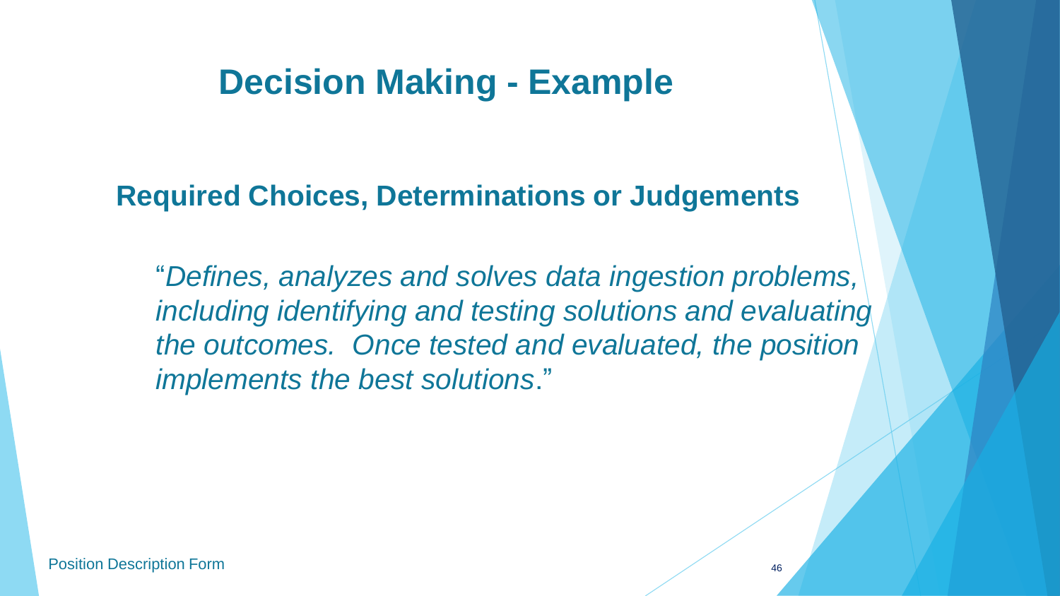# Decision Making - Example

## Required Choices, Determinations or Judgements

"*Defines, analyzes and solves data ingestion problems, including identifying and testing solutions and evaluating the outcomes. Once tested and evaluated, the position implements the best solutions*."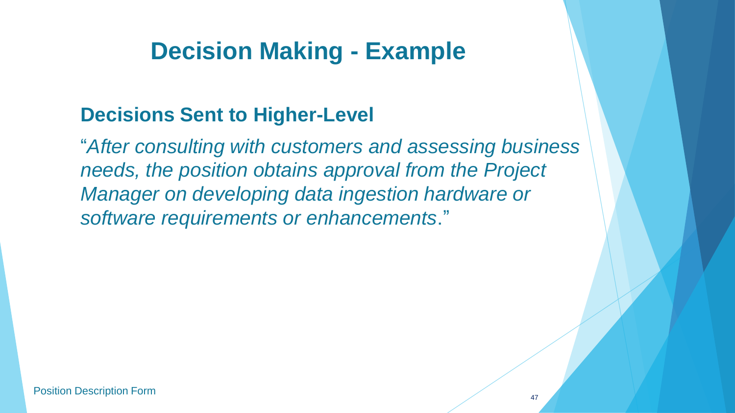# Decision Making - Example

## Decisions Sent to Higher-Level

"*After consulting with customers and assessing business needs, the position obtains approval from the Project Manager on developing data ingestion hardware or software requirements or enhancements*."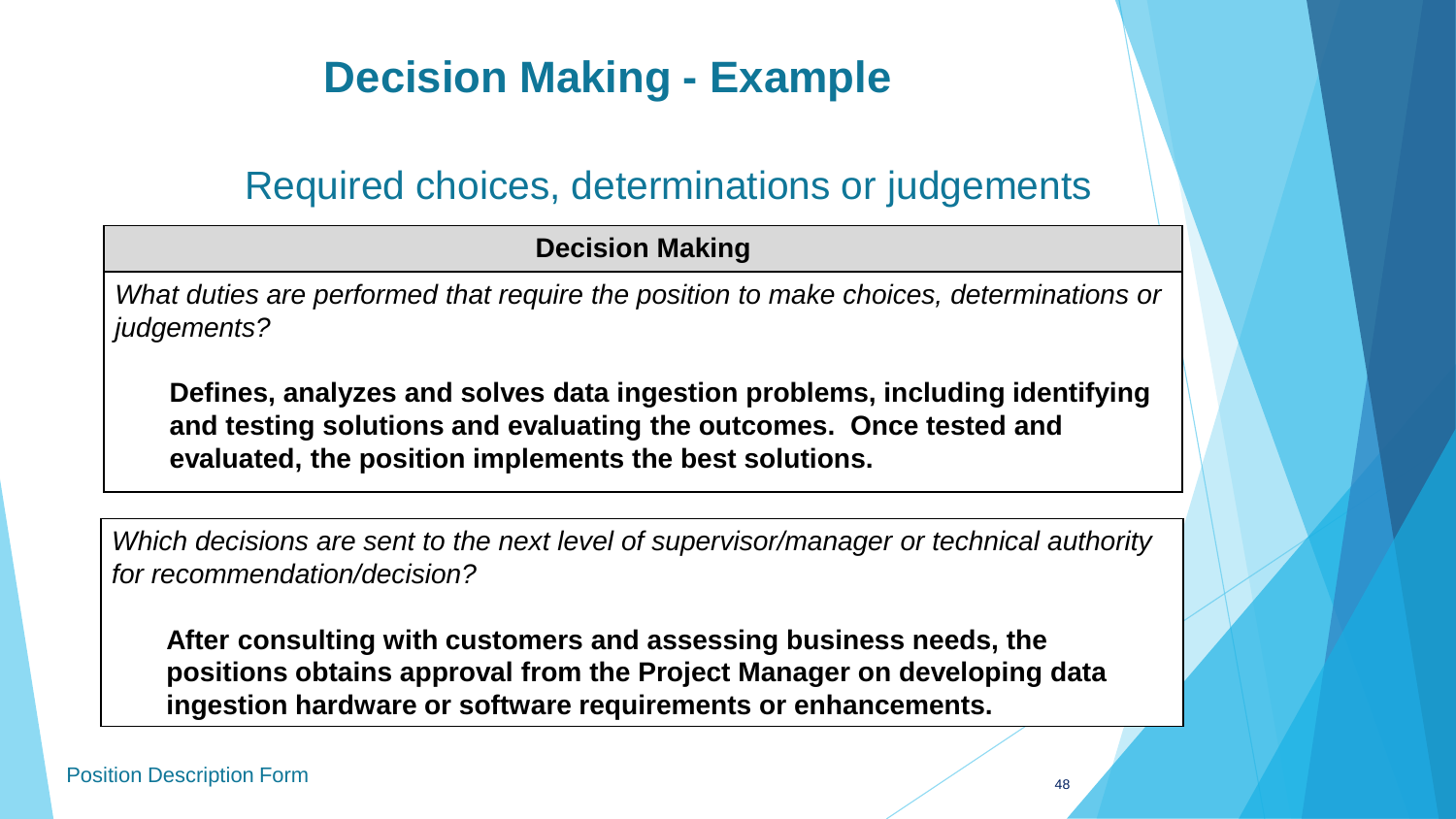# Decision Making - Example

## Required choices, determinations or judgements

| Decision Making |
| --- |
| *What duties are performed that require the position to make choices, determinations or judgements?*<br><br>**Defines, analyzes and solves data ingestion problems, including identifying and testing solutions and evaluating the outcomes. Once tested and evaluated, the position implements the best solutions.** |

| *Which decisions are sent to the next level of supervisor/manager or technical authority for recommendation/decision?* |
| --- |
| **After consulting with customers and assessing business needs, the positions obtains approval from the Project Manager on developing data ingestion hardware or software requirements or enhancements.** |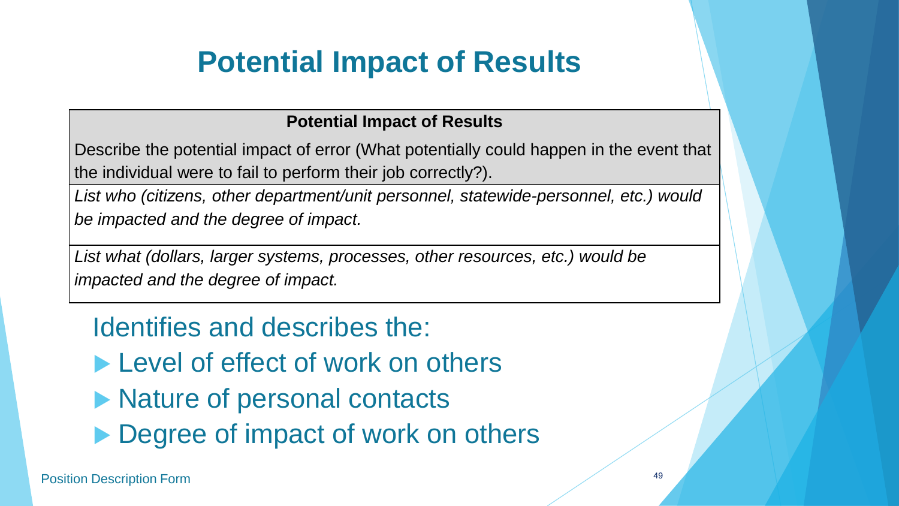# Potential Impact of Results

| Potential Impact of Results |
| --- |
| Describe the potential impact of error (What potentially could happen in the event that the individual were to fail to perform their job correctly?). |
| *List who (citizens, other department/unit personnel, statewide-personnel, etc.) would be impacted and the degree of impact.* |
| *List what (dollars, larger systems, processes, other resources, etc.) would be impacted and the degree of impact.* |

Identifies and describes the:

- Level of effect of work on others
- Nature of personal contacts
- Degree of impact of work on others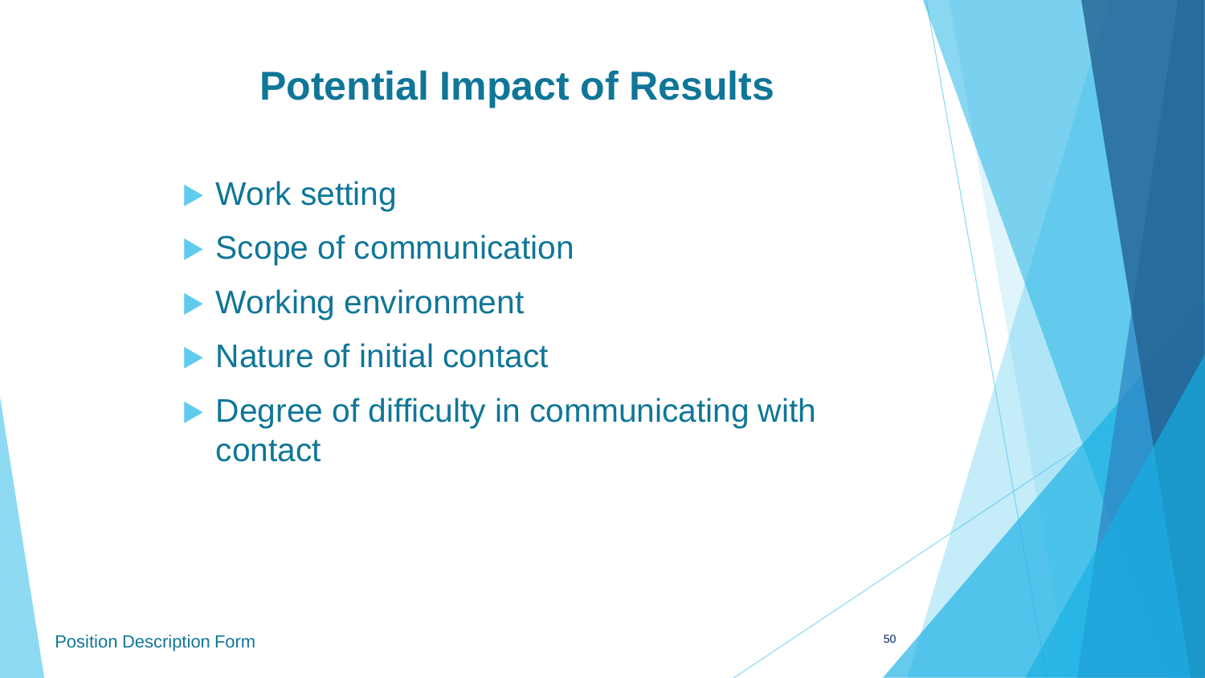# Potential Impact of Results

- Work setting
- Scope of communication
- Working environment
- Nature of initial contact
- Degree of difficulty in communicating with contact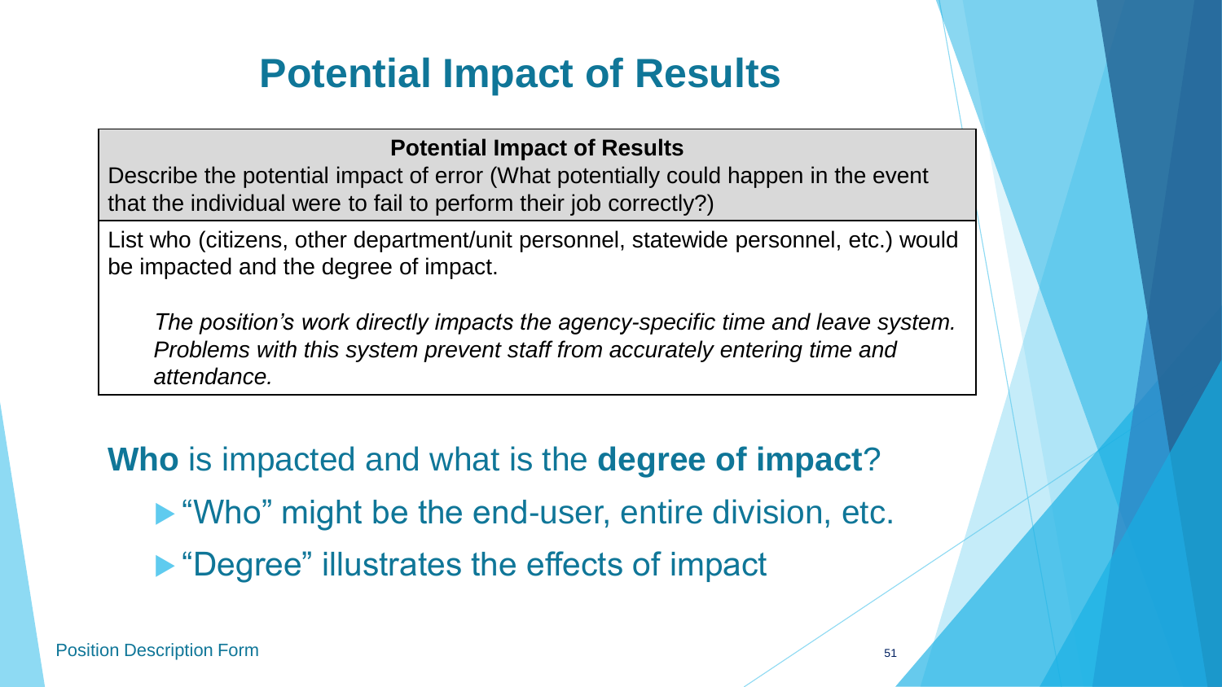# Potential Impact of Results

| **Potential Impact of Results** |
| --- |
| Describe the potential impact of error (What potentially could happen in the event that the individual were to fail to perform their job correctly?) |
| List who (citizens, other department/unit personnel, statewide personnel, etc.) would be impacted and the degree of impact.<br><br>*The position's work directly impacts the agency-specific time and leave system. Problems with this system prevent staff from accurately entering time and attendance.* |

**Who** is impacted and what is the **degree of impact**?

- "Who" might be the end-user, entire division, etc.
- "Degree" illustrates the effects of impact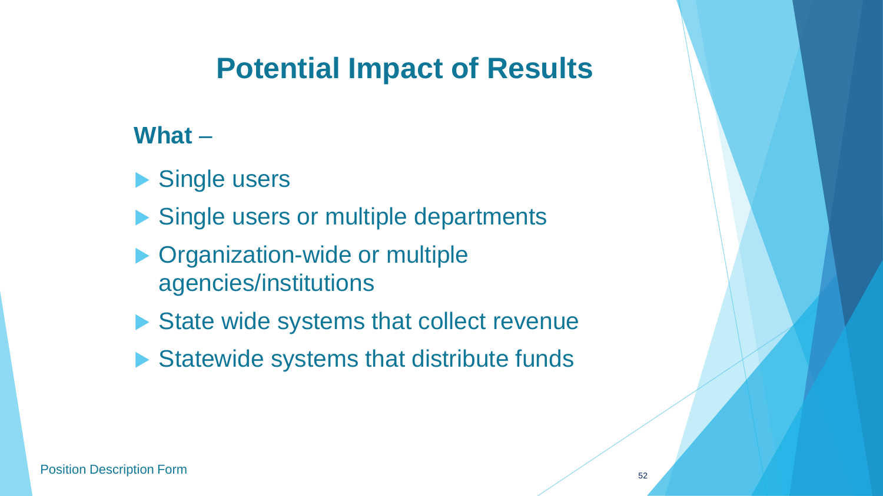# Potential Impact of Results

**What** –

- Single users
- Single users or multiple departments
- Organization-wide or multiple agencies/institutions
- State wide systems that collect revenue
- Statewide systems that distribute funds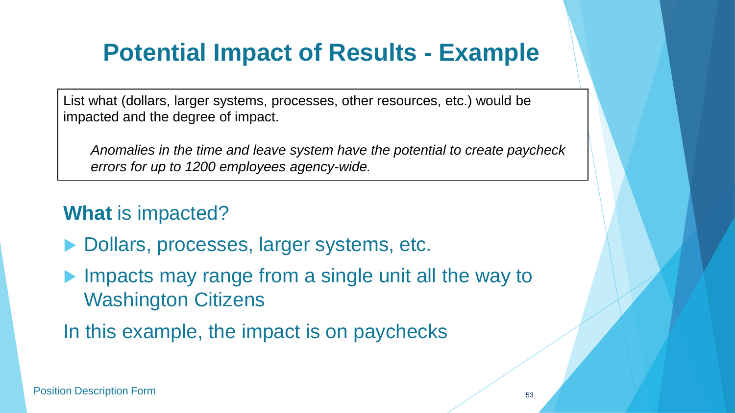# Potential Impact of Results - Example

List what (dollars, larger systems, processes, other resources, etc.) would be impacted and the degree of impact.

> *Anomalies in the time and leave system have the potential to create paycheck errors for up to 1200 employees agency-wide.*

**What** is impacted?

- Dollars, processes, larger systems, etc.
- Impacts may range from a single unit all the way to Washington Citizens

In this example, the impact is on paychecks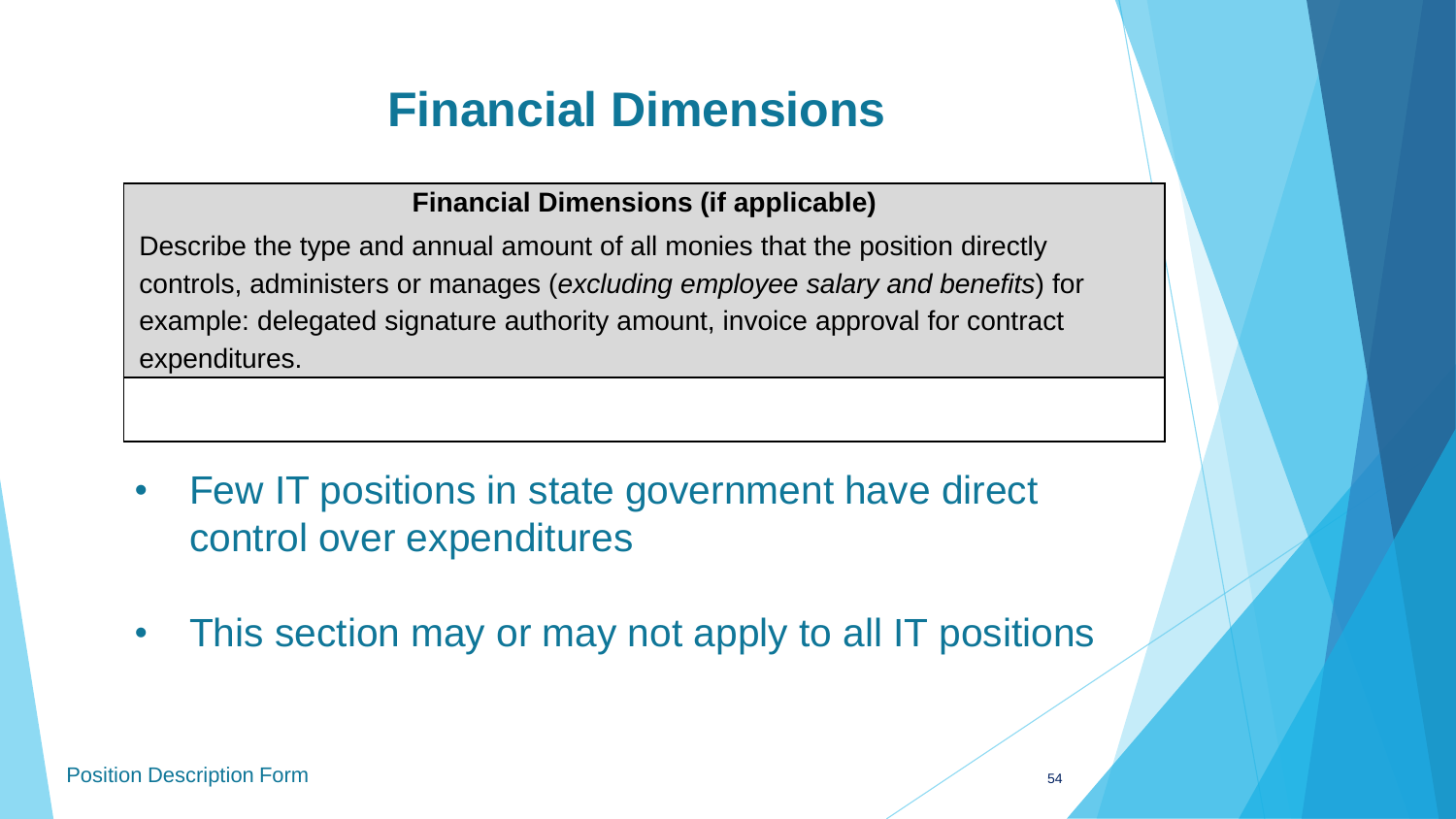# Financial Dimensions

| Financial Dimensions (if applicable) |
| --- |
| Describe the type and annual amount of all monies that the position directly controls, administers or manages (*excluding employee salary and benefits*) for example: delegated signature authority amount, invoice approval for contract expenditures. |
| |

- Few IT positions in state government have direct control over expenditures
- This section may or may not apply to all IT positions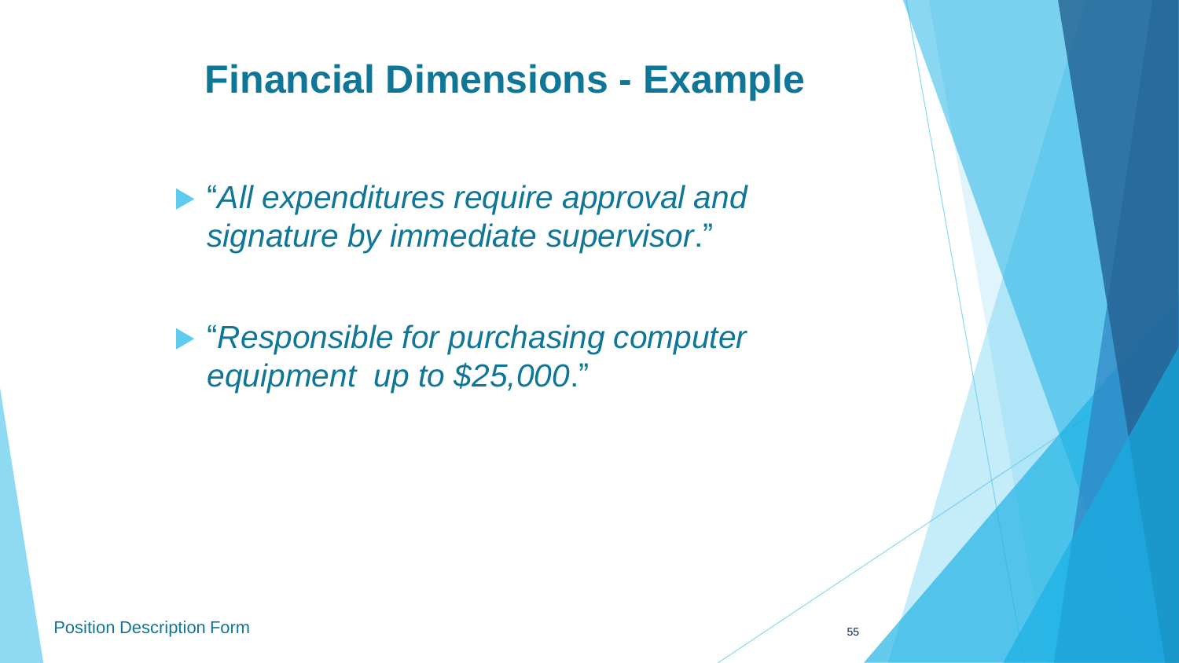# Financial Dimensions - Example

- "*All expenditures require approval and signature by immediate supervisor*."

- "*Responsible for purchasing computer equipment up to $25,000*."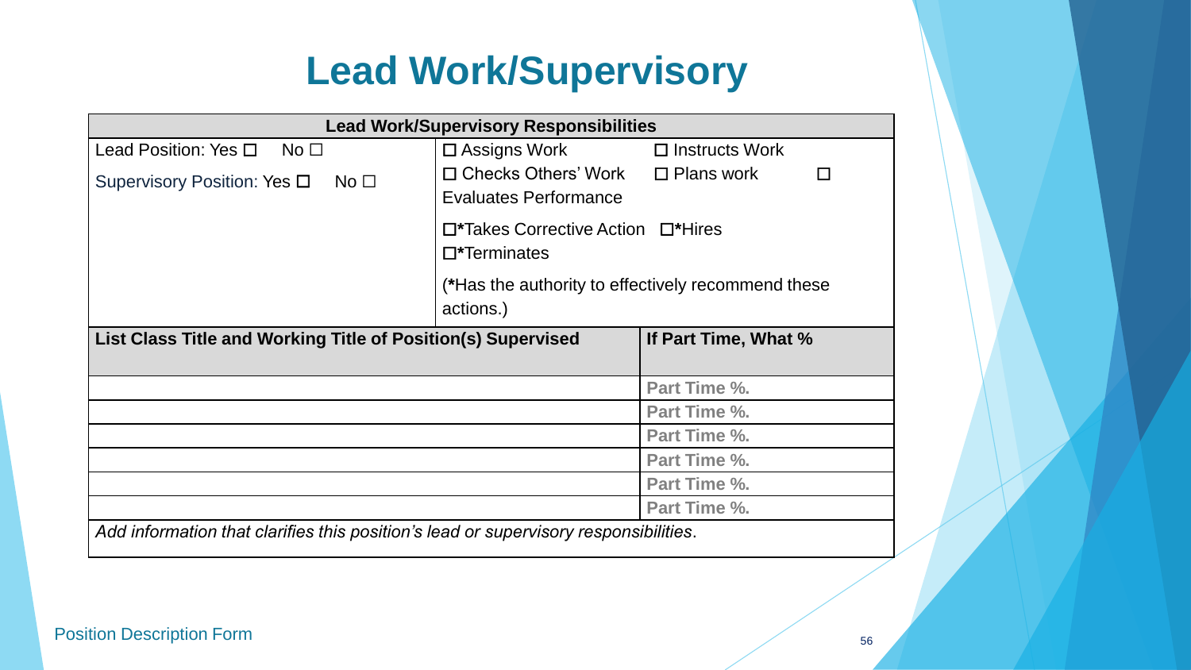# Lead Work/Supervisory

| Lead Work/Supervisory Responsibilities | | |
|---|---|---|
| Lead Position: Yes ☐ No ☐<br>Supervisory Position: Yes ☐ No ☐ | ☐ Assigns Work ☐ Instructs Work<br>☐ Checks Others' Work ☐ Plans work ☐ Evaluates Performance<br>☐*Takes Corrective Action ☐*Hires ☐*Terminates<br>(*Has the authority to effectively recommend these actions.) | |
| **List Class Title and Working Title of Position(s) Supervised** | | **If Part Time, What %** |
| | | Part Time %. |
| | | Part Time %. |
| | | Part Time %. |
| | | Part Time %. |
| | | Part Time %. |
| | | Part Time %. |
| *Add information that clarifies this position's lead or supervisory responsibilities*. | | |

Position Description Form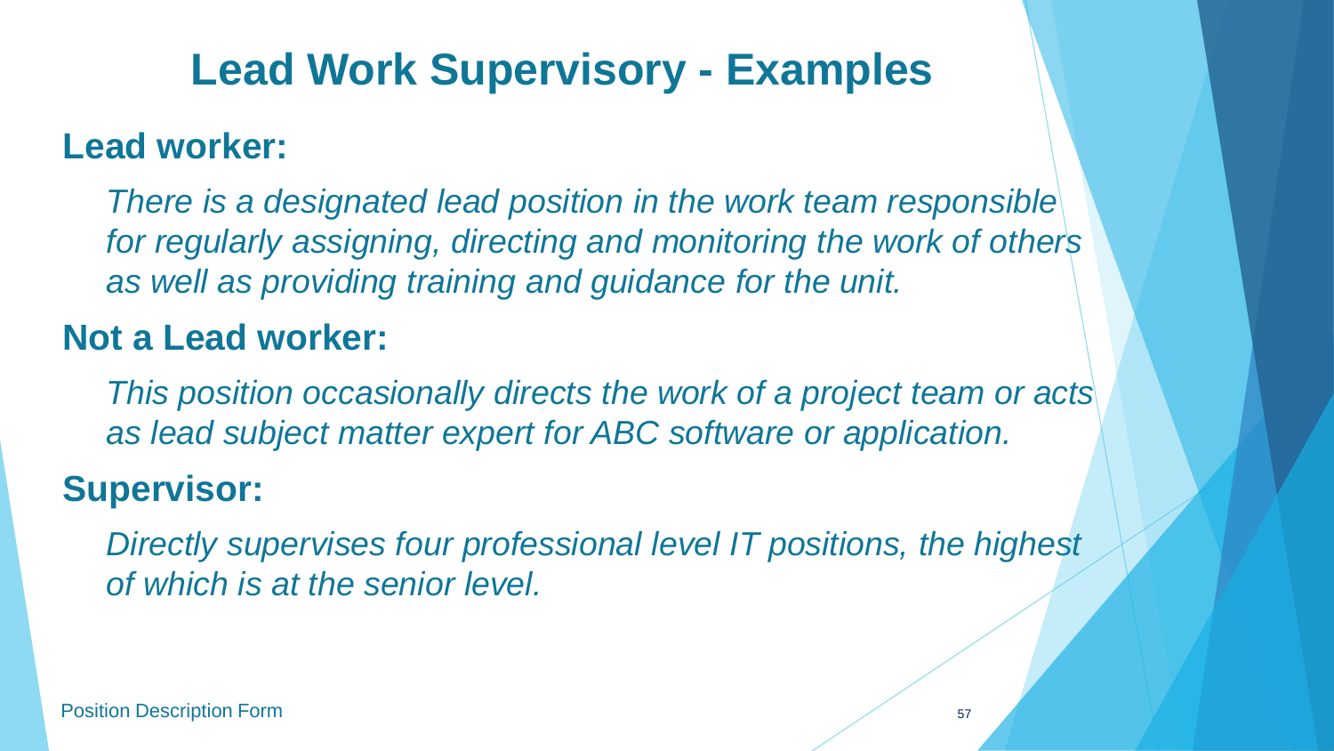# Lead Work Supervisory - Examples

## Lead worker:

*There is a designated lead position in the work team responsible for regularly assigning, directing and monitoring the work of others as well as providing training and guidance for the unit.*

## Not a Lead worker:

*This position occasionally directs the work of a project team or acts as lead subject matter expert for ABC software or application.*

## Supervisor:

*Directly supervises four professional level IT positions, the highest of which is at the senior level.*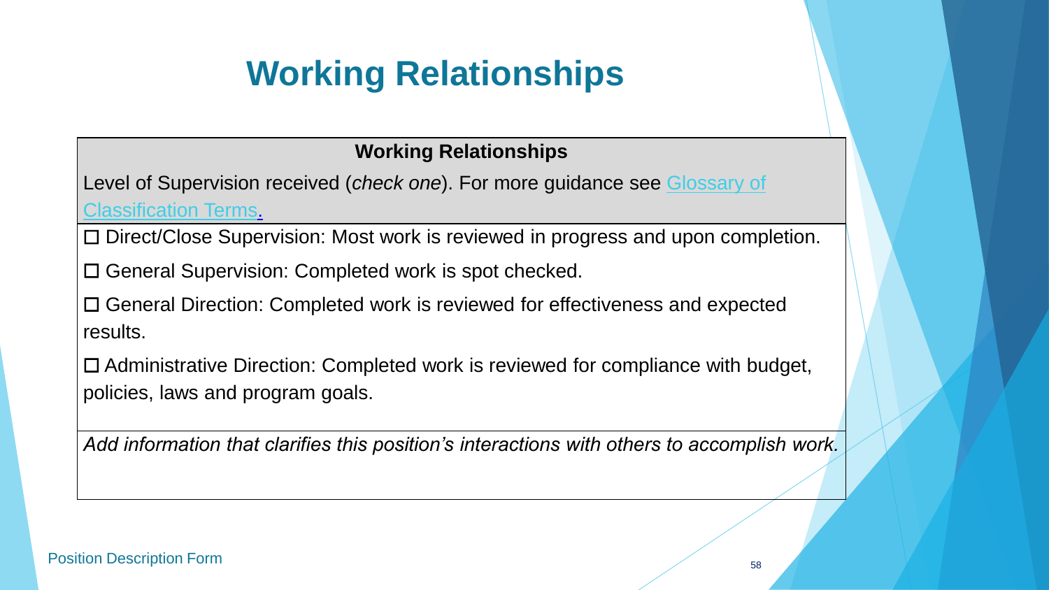# Working Relationships

| Working Relationships |
| --- |
| Level of Supervision received (*check one*). For more guidance see Glossary of Classification Terms. |
| ☐ Direct/Close Supervision: Most work is reviewed in progress and upon completion.<br><br>☐ General Supervision: Completed work is spot checked.<br><br>☐ General Direction: Completed work is reviewed for effectiveness and expected results.<br><br>☐ Administrative Direction: Completed work is reviewed for compliance with budget, policies, laws and program goals. |
| *Add information that clarifies this position's interactions with others to accomplish work.* |

Position Description Form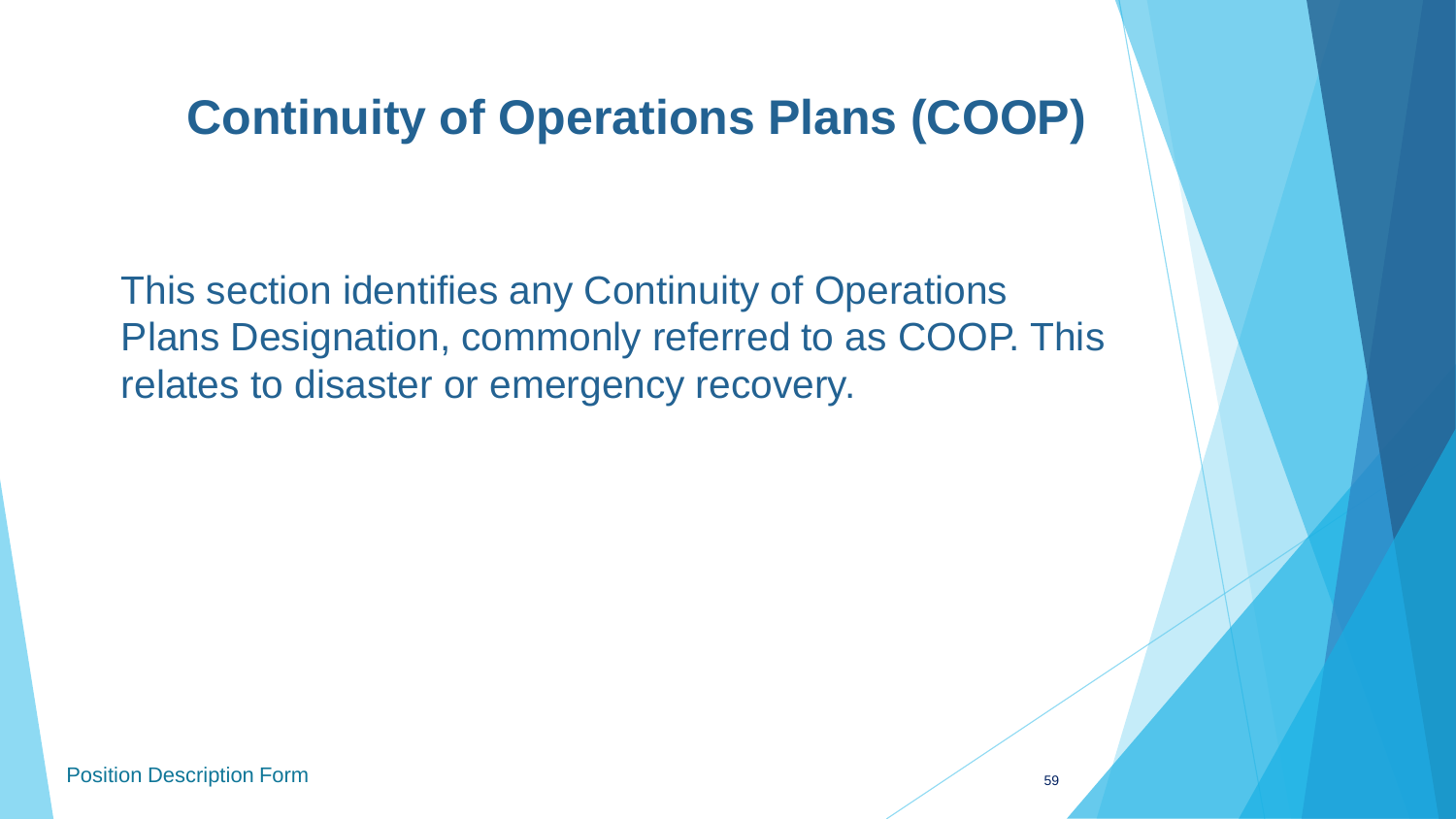# Continuity of Operations Plans (COOP)

This section identifies any Continuity of Operations Plans Designation, commonly referred to as COOP. This relates to disaster or emergency recovery.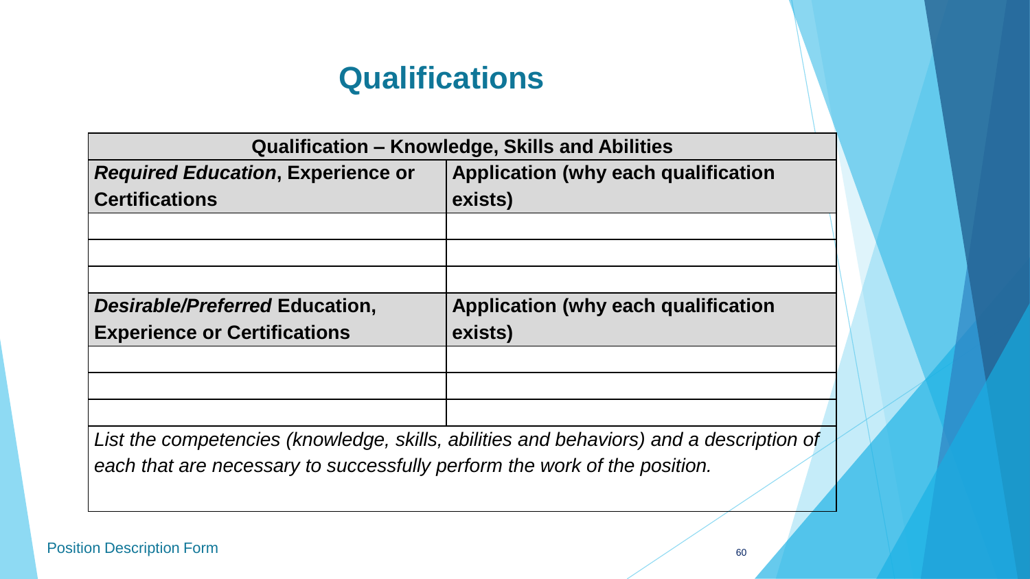# Qualifications

| Qualification – Knowledge, Skills and Abilities | |
|---|---|
| ***Required Education*, Experience or Certifications** | **Application (why each qualification exists)** |
| | |
| | |
| | |
| ***Desirable/Preferred* Education, Experience or Certifications** | **Application (why each qualification exists)** |
| | |
| | |
| | |
| *List the competencies (knowledge, skills, abilities and behaviors) and a description of each that are necessary to successfully perform the work of the position.* | |

Position Description Form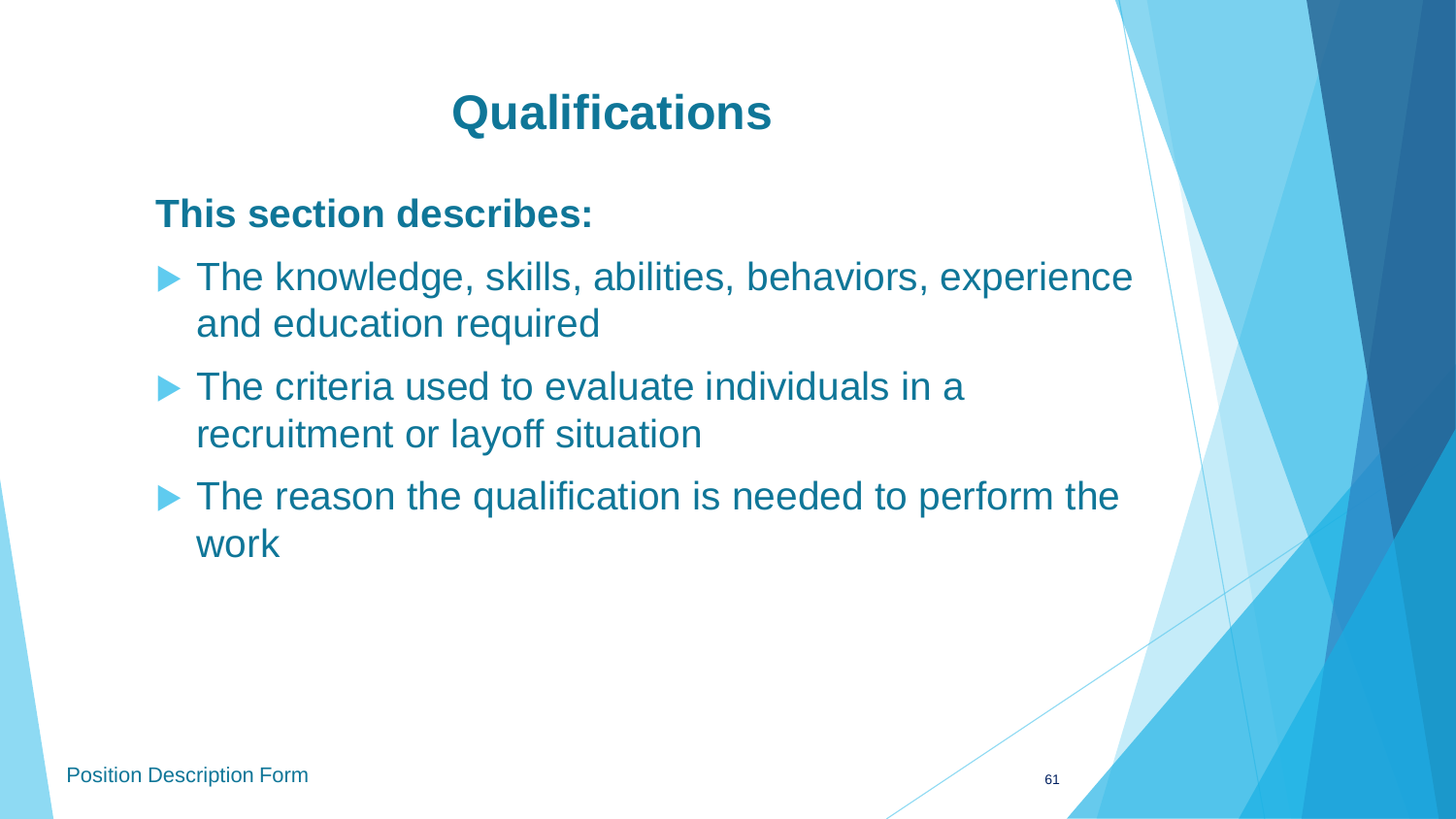# Qualifications

**This section describes:**

- The knowledge, skills, abilities, behaviors, experience and education required
- The criteria used to evaluate individuals in a recruitment or layoff situation
- The reason the qualification is needed to perform the work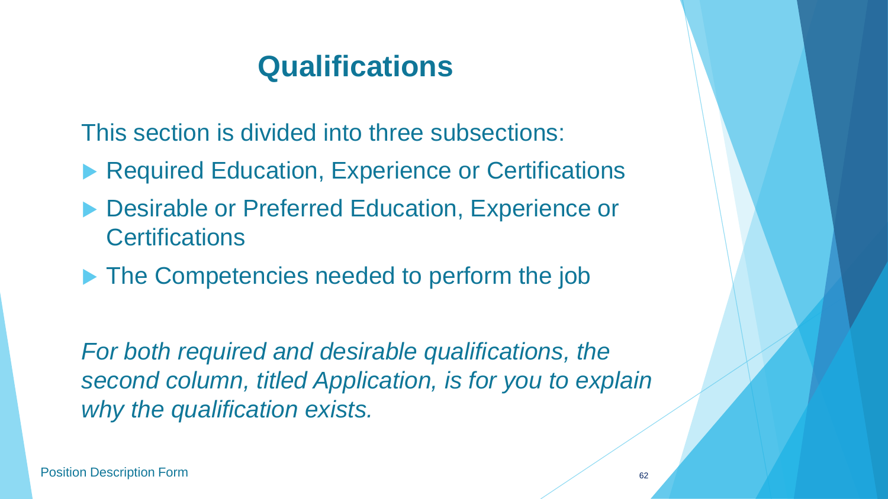# Qualifications

This section is divided into three subsections:

- Required Education, Experience or Certifications
- Desirable or Preferred Education, Experience or Certifications
- The Competencies needed to perform the job

*For both required and desirable qualifications, the second column, titled Application, is for you to explain why the qualification exists.*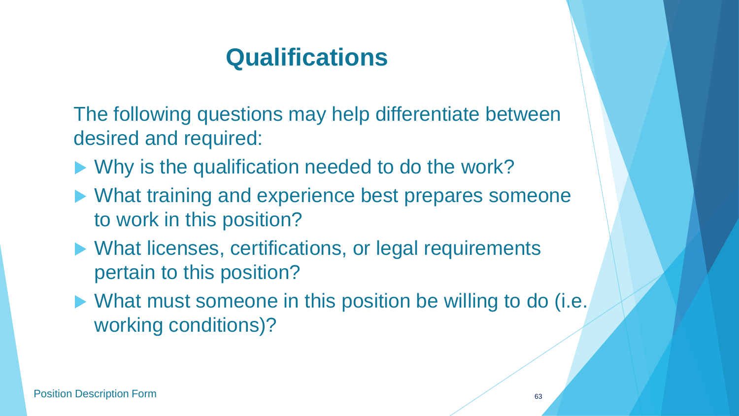# Qualifications

The following questions may help differentiate between desired and required:

- Why is the qualification needed to do the work?
- What training and experience best prepares someone to work in this position?
- What licenses, certifications, or legal requirements pertain to this position?
- What must someone in this position be willing to do (i.e. working conditions)?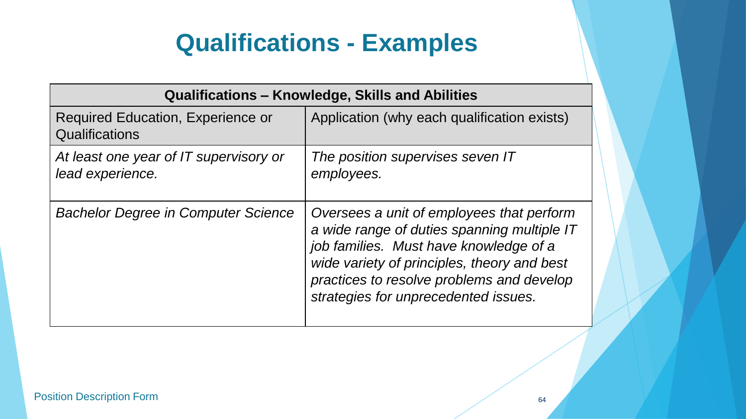# Qualifications - Examples

| Qualifications – Knowledge, Skills and Abilities | |
|---|---|
| Required Education, Experience or Qualifications | Application (why each qualification exists) |
| *At least one year of IT supervisory or lead experience.* | *The position supervises seven IT employees.* |
| *Bachelor Degree in Computer Science* | *Oversees a unit of employees that perform a wide range of duties spanning multiple IT job families. Must have knowledge of a wide variety of principles, theory and best practices to resolve problems and develop strategies for unprecedented issues.* |

Position Description Form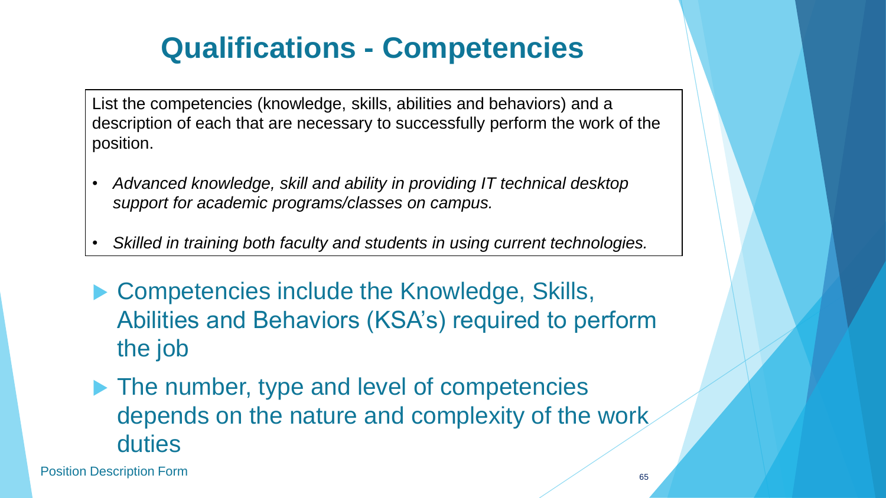# Qualifications - Competencies

List the competencies (knowledge, skills, abilities and behaviors) and a description of each that are necessary to successfully perform the work of the position.

- *Advanced knowledge, skill and ability in providing IT technical desktop support for academic programs/classes on campus.*
- *Skilled in training both faculty and students in using current technologies.*

- Competencies include the Knowledge, Skills, Abilities and Behaviors (KSA's) required to perform the job
- The number, type and level of competencies depends on the nature and complexity of the work duties

Position Description Form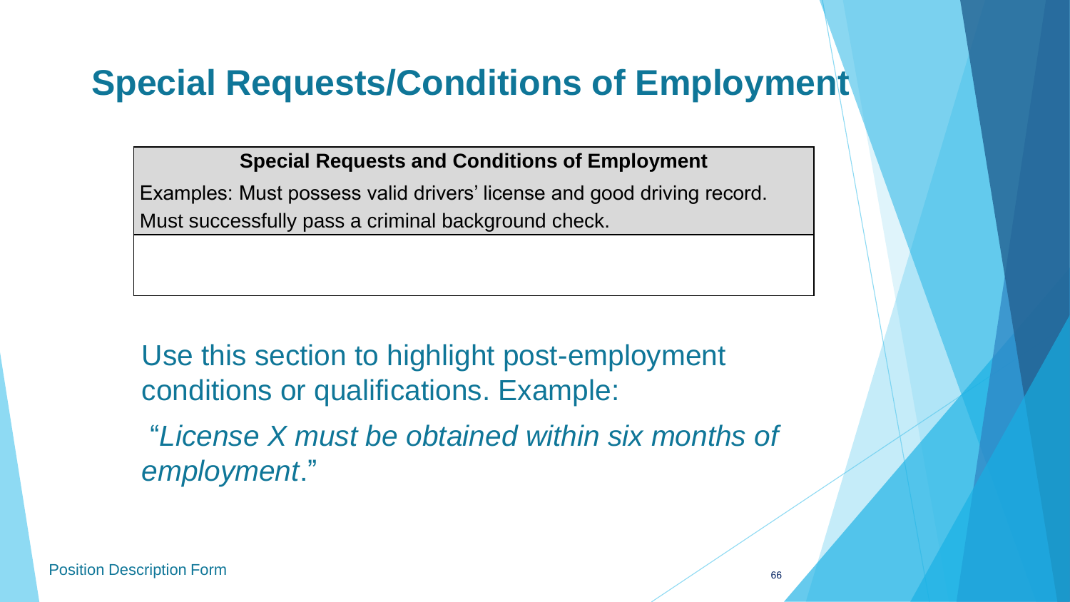# Special Requests/Conditions of Employment

| Special Requests and Conditions of Employment |
| --- |
| Examples: Must possess valid drivers' license and good driving record. Must successfully pass a criminal background check. |
| |

Use this section to highlight post-employment conditions or qualifications. Example:

"*License X must be obtained within six months of employment*."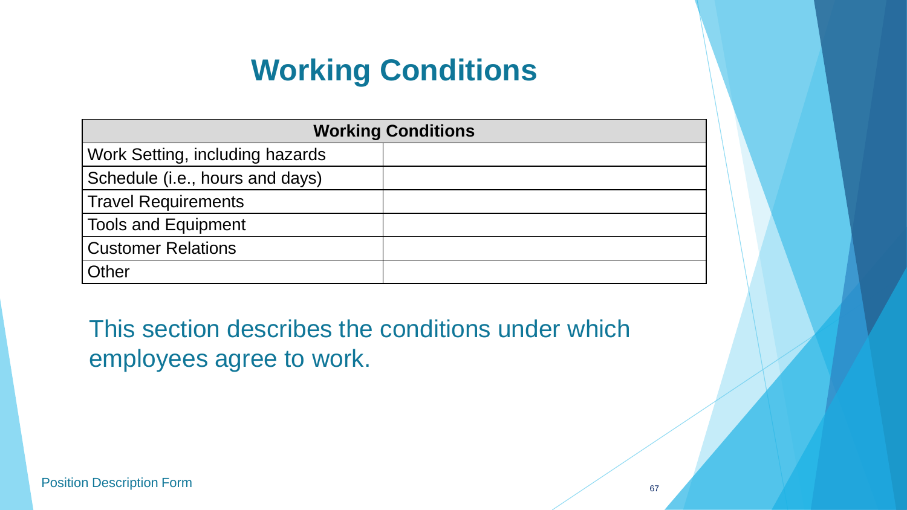# Working Conditions

| Working Conditions | |
|---|---|
| Work Setting, including hazards | |
| Schedule (i.e., hours and days) | |
| Travel Requirements | |
| Tools and Equipment | |
| Customer Relations | |
| Other | |

This section describes the conditions under which employees agree to work.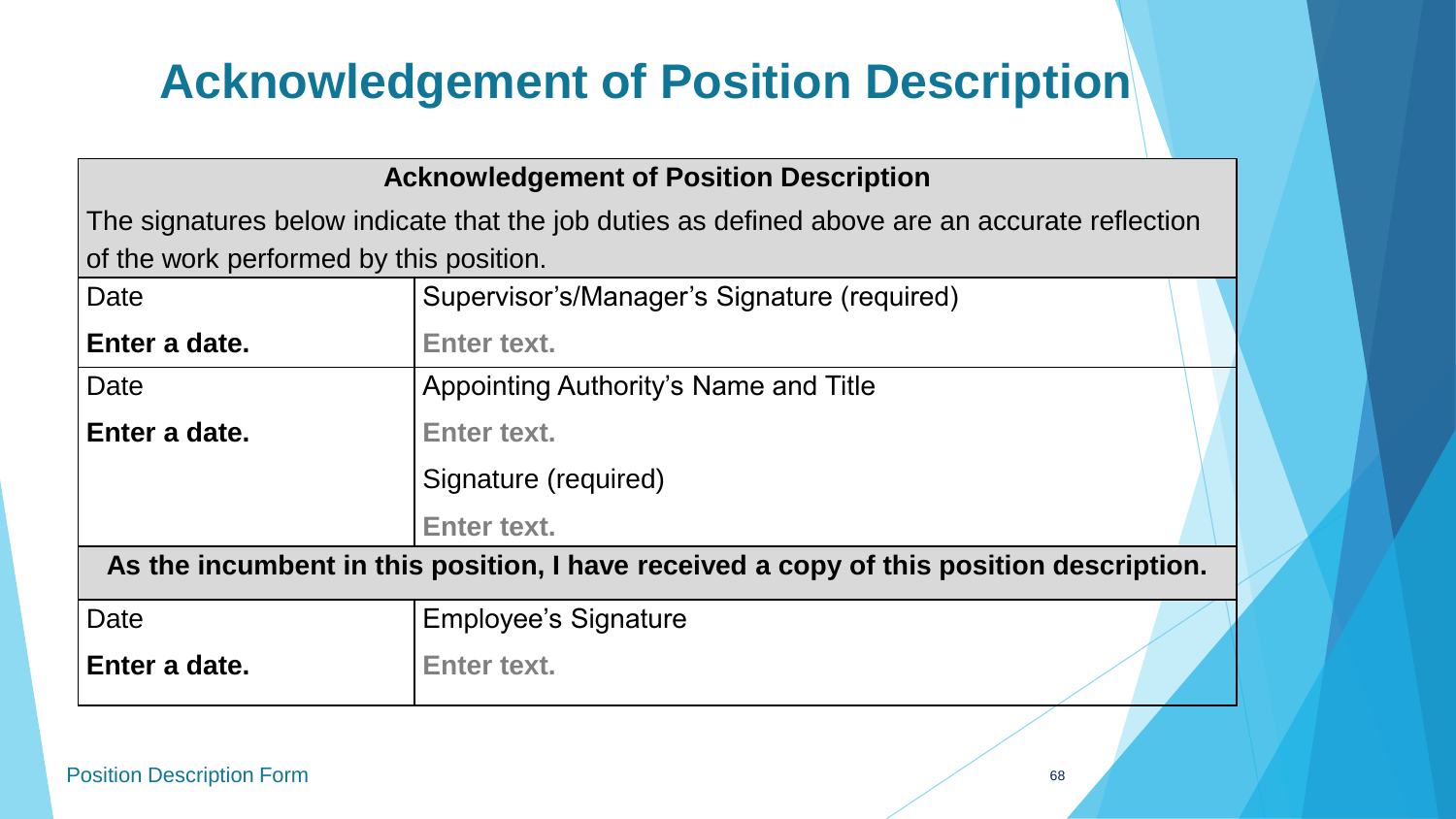# Acknowledgement of Position Description

| Acknowledgement of Position Description | |
|---|---|
| The signatures below indicate that the job duties as defined above are an accurate reflection of the work performed by this position. | |
| Date | Supervisor's/Manager's Signature (required) |
| **Enter a date.** | **Enter text.** |
| Date | Appointing Authority's Name and Title |
| **Enter a date.** | **Enter text.** |
| | Signature (required) |
| | **Enter text.** |
| **As the incumbent in this position, I have received a copy of this position description.** | |
| Date | Employee's Signature |
| **Enter a date.** | **Enter text.** |

Position Description Form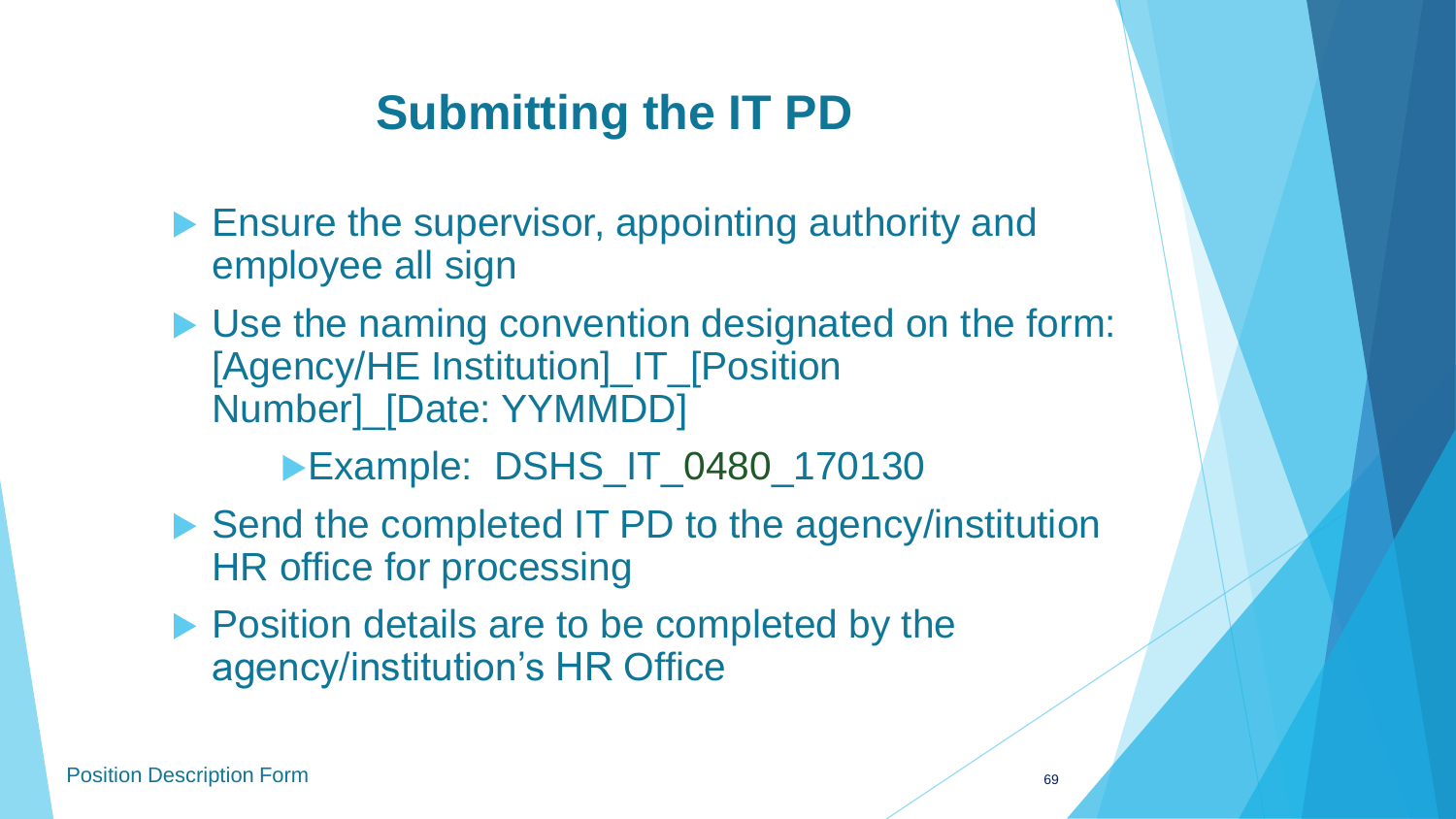# Submitting the IT PD

- Ensure the supervisor, appointing authority and employee all sign
- Use the naming convention designated on the form: [Agency/HE Institution]_IT_[Position Number]_[Date: YYMMDD]
  - Example: DSHS_IT_0480_170130
- Send the completed IT PD to the agency/institution HR office for processing
- Position details are to be completed by the agency/institution's HR Office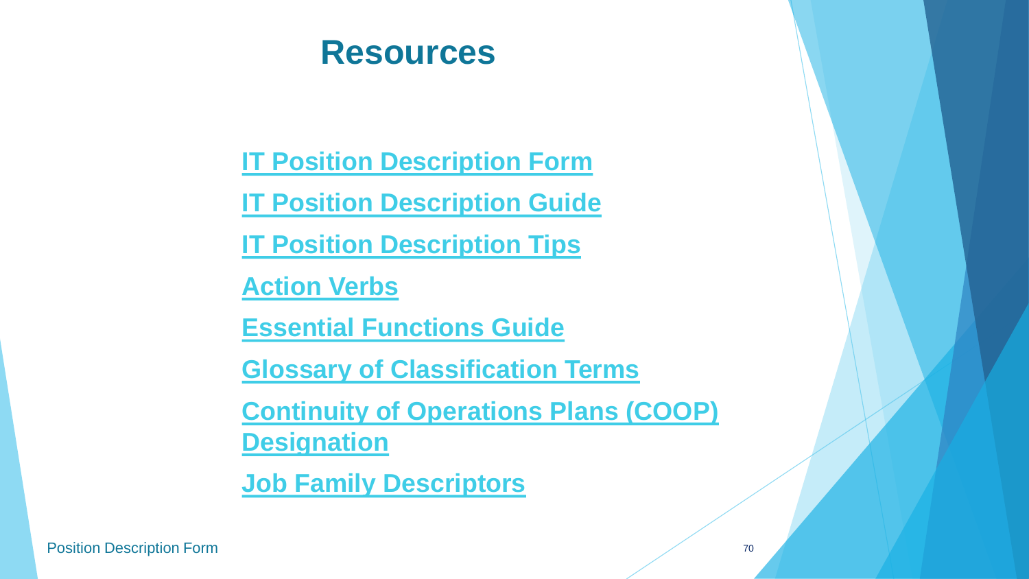# Resources

- IT Position Description Form
- IT Position Description Guide
- IT Position Description Tips
- Action Verbs
- Essential Functions Guide
- Glossary of Classification Terms
- Continuity of Operations Plans (COOP) Designation
- Job Family Descriptors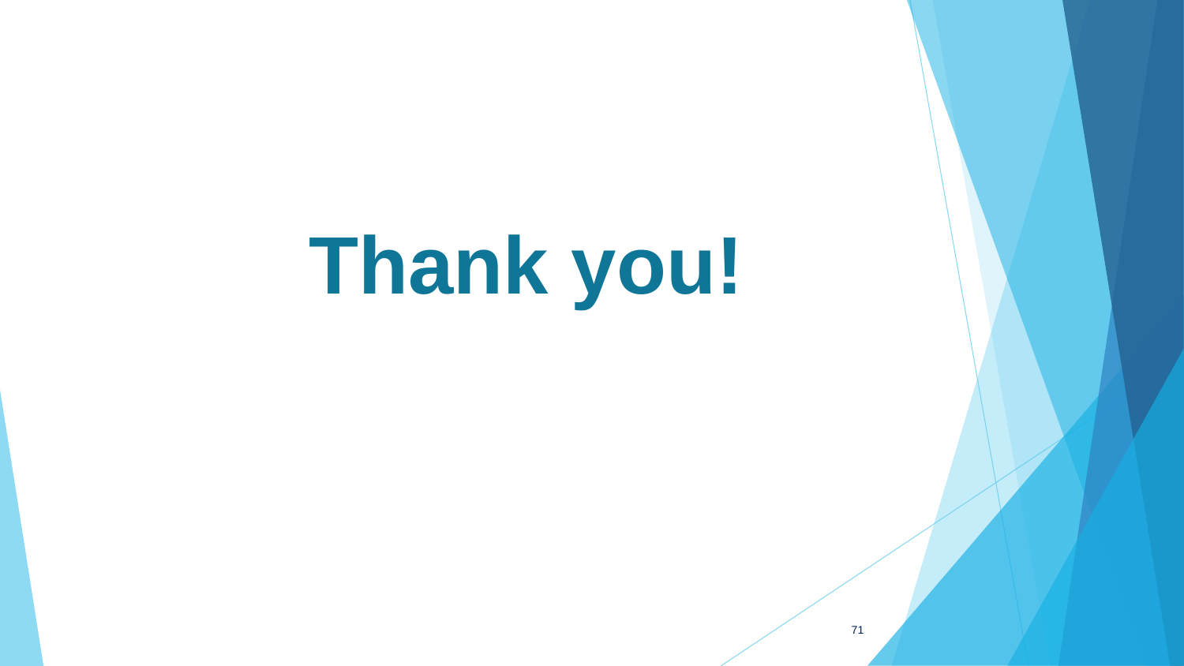# Thank you!